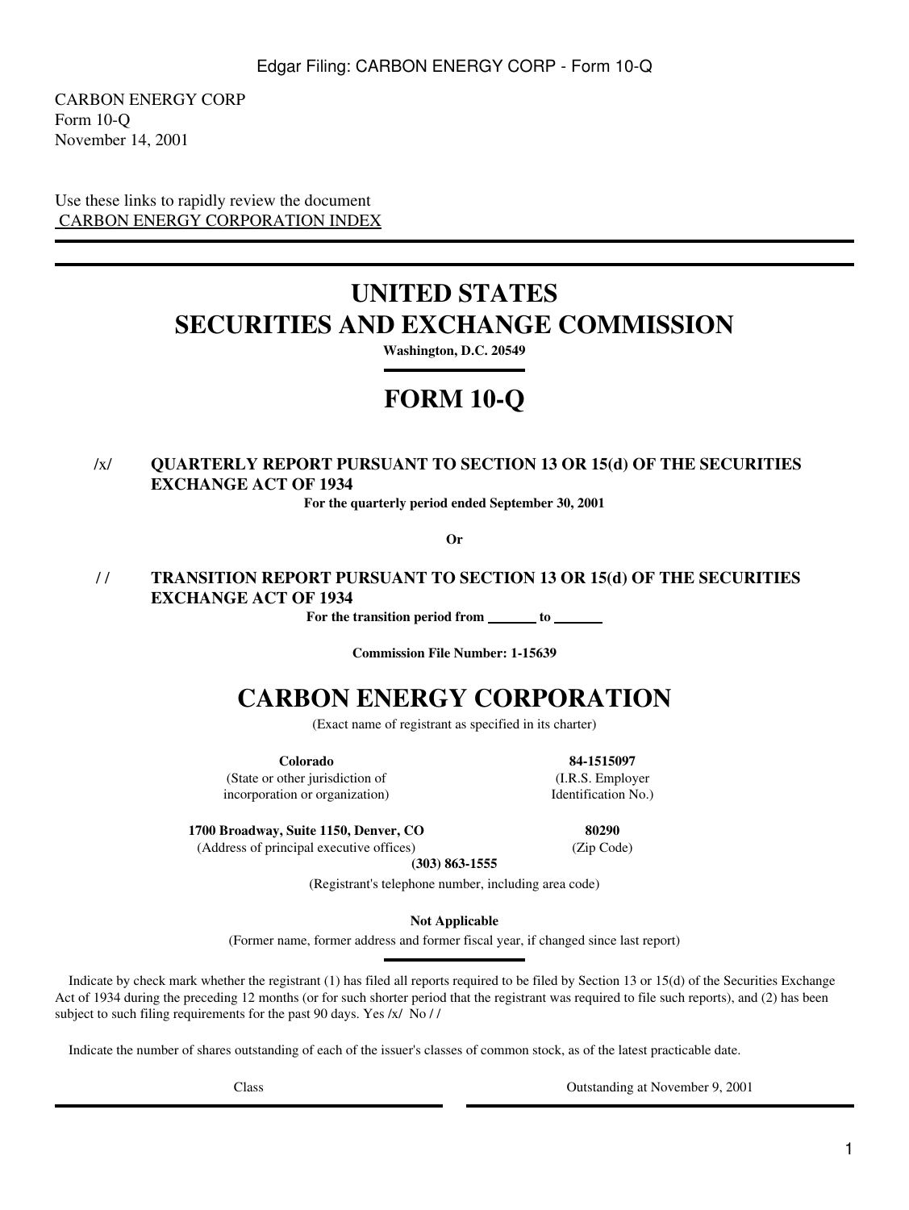CARBON ENERGY CORP
Form 10-Q
November 14, 2001

Use these links to rapidly review the document
CARBON ENERGY CORPORATION INDEX

# UNITED STATES SECURITIES AND EXCHANGE COMMISSION

**Washington, D.C. 20549**

# FORM 10-Q

/x/ **QUARTERLY REPORT PURSUANT TO SECTION 13 OR 15(d) OF THE SECURITIES EXCHANGE ACT OF 1934**

**For the quarterly period ended September 30, 2001**

**Or**

/ / **TRANSITION REPORT PURSUANT TO SECTION 13 OR 15(d) OF THE SECURITIES EXCHANGE ACT OF 1934**

**For the transition period from \_\_\_\_\_\_\_ to \_\_\_\_\_\_\_**

**Commission File Number: 1-15639**

# CARBON ENERGY CORPORATION

(Exact name of registrant as specified in its charter)

| **Colorado** | **84-1515097** |
|---|---|
| (State or other jurisdiction of incorporation or organization) | (I.R.S. Employer Identification No.) |
| **1700 Broadway, Suite 1150, Denver, CO** | **80290** |
| (Address of principal executive offices) | (Zip Code) |

**(303) 863-1555**

(Registrant's telephone number, including area code)

**Not Applicable**

(Former name, former address and former fiscal year, if changed since last report)

Indicate by check mark whether the registrant (1) has filed all reports required to be filed by Section 13 or 15(d) of the Securities Exchange Act of 1934 during the preceding 12 months (or for such shorter period that the registrant was required to file such reports), and (2) has been subject to such filing requirements for the past 90 days. Yes /x/ No / /

Indicate the number of shares outstanding of each of the issuer's classes of common stock, as of the latest practicable date.

| Class | Outstanding at November 9, 2001 |
|---|---|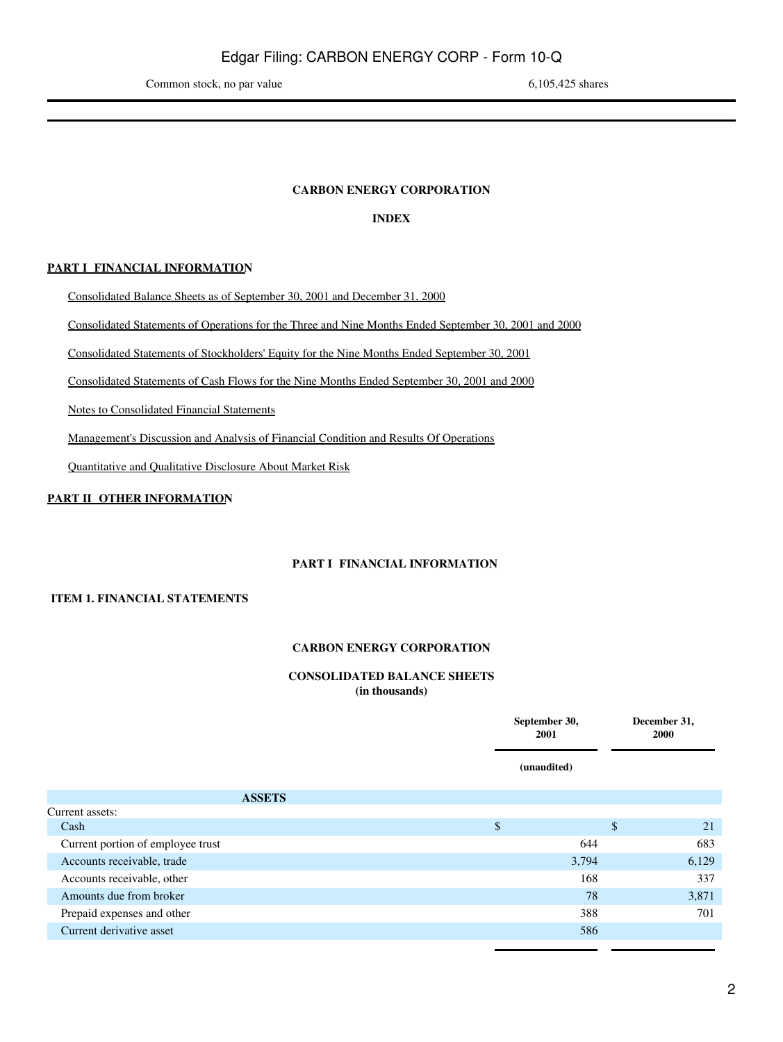| Common stock, no par value | 6,105,425 shares |
|---|---|

**CARBON ENERGY CORPORATION**

**INDEX**

**PART I FINANCIAL INFORMATION**

Consolidated Balance Sheets as of September 30, 2001 and December 31, 2000

Consolidated Statements of Operations for the Three and Nine Months Ended September 30, 2001 and 2000

Consolidated Statements of Stockholders' Equity for the Nine Months Ended September 30, 2001

Consolidated Statements of Cash Flows for the Nine Months Ended September 30, 2001 and 2000

Notes to Consolidated Financial Statements

Management's Discussion and Analysis of Financial Condition and Results Of Operations

Quantitative and Qualitative Disclosure About Market Risk

**PART II OTHER INFORMATION**

**PART I FINANCIAL INFORMATION**

**ITEM 1. FINANCIAL STATEMENTS**

**CARBON ENERGY CORPORATION**

**CONSOLIDATED BALANCE SHEETS**
**(in thousands)**

| | September 30, 2001 (unaudited) | December 31, 2000 |
|---|---|---|
| **ASSETS** | | |
| Current assets: | | |
| Cash | $ | $ 21 |
| Current portion of employee trust | 644 | 683 |
| Accounts receivable, trade | 3,794 | 6,129 |
| Accounts receivable, other | 168 | 337 |
| Amounts due from broker | 78 | 3,871 |
| Prepaid expenses and other | 388 | 701 |
| Current derivative asset | 586 | |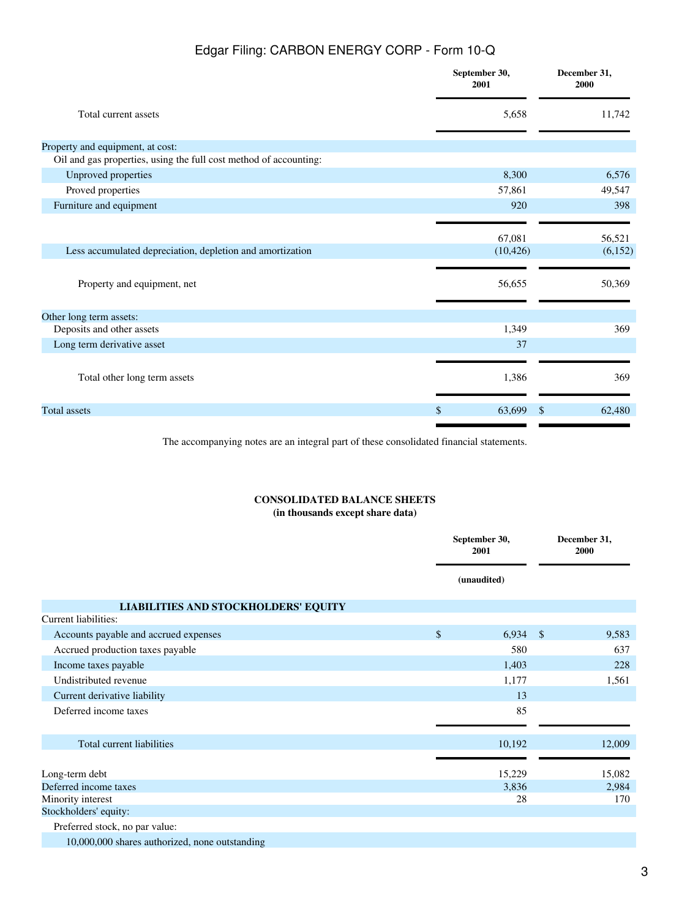| | September 30, 2001 | December 31, 2000 |
|---|---|---|
| Total current assets | 5,658 | 11,742 |
| Property and equipment, at cost: | | |
| Oil and gas properties, using the full cost method of accounting: | | |
| Unproved properties | 8,300 | 6,576 |
| Proved properties | 57,861 | 49,547 |
| Furniture and equipment | 920 | 398 |
| | 67,081 | 56,521 |
| Less accumulated depreciation, depletion and amortization | (10,426) | (6,152) |
| Property and equipment, net | 56,655 | 50,369 |
| Other long term assets: | | |
| Deposits and other assets | 1,349 | 369 |
| Long term derivative asset | 37 | |
| Total other long term assets | 1,386 | 369 |
| Total assets | $ 63,699 | $ 62,480 |

The accompanying notes are an integral part of these consolidated financial statements.

**CONSOLIDATED BALANCE SHEETS**
**(in thousands except share data)**

| | September 30, 2001 | December 31, 2000 |
|---|---|---|
| | (unaudited) | |
| **LIABILITIES AND STOCKHOLDERS' EQUITY** | | |
| Current liabilities: | | |
| Accounts payable and accrued expenses | $ 6,934 | $ 9,583 |
| Accrued production taxes payable | 580 | 637 |
| Income taxes payable | 1,403 | 228 |
| Undistributed revenue | 1,177 | 1,561 |
| Current derivative liability | 13 | |
| Deferred income taxes | 85 | |
| Total current liabilities | 10,192 | 12,009 |
| Long-term debt | 15,229 | 15,082 |
| Deferred income taxes | 3,836 | 2,984 |
| Minority interest | 28 | 170 |
| Stockholders' equity: | | |
| Preferred stock, no par value: | | |
| 10,000,000 shares authorized, none outstanding | | |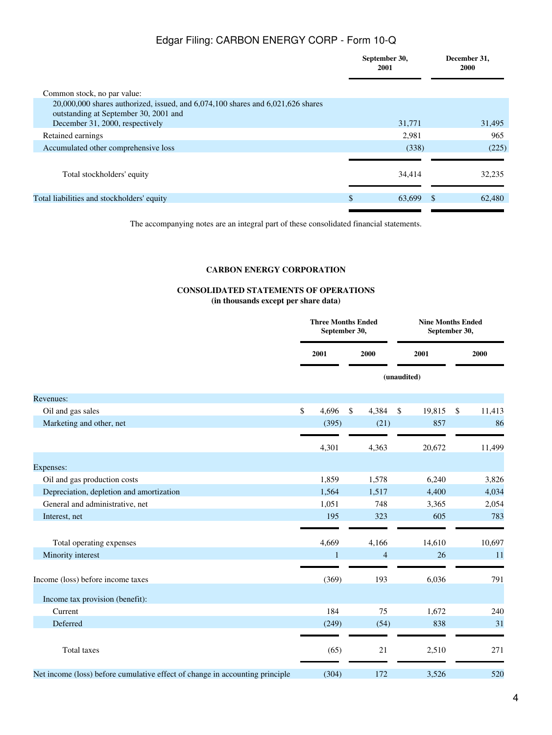| | September 30, 2001 | December 31, 2000 |
|---|---|---|
| Common stock, no par value: | | |
| 20,000,000 shares authorized, issued, and 6,074,100 shares and 6,021,626 shares outstanding at September 30, 2001 and December 31, 2000, respectively | 31,771 | 31,495 |
| Retained earnings | 2,981 | 965 |
| Accumulated other comprehensive loss | (338) | (225) |
| Total stockholders' equity | 34,414 | 32,235 |
| Total liabilities and stockholders' equity | $ 63,699 | $ 62,480 |

The accompanying notes are an integral part of these consolidated financial statements.

**CARBON ENERGY CORPORATION**

**CONSOLIDATED STATEMENTS OF OPERATIONS**
**(in thousands except per share data)**

| | Three Months Ended September 30, | | Nine Months Ended September 30, | |
|---|---|---|---|---|
| | 2001 | 2000 | 2001 | 2000 |
| | (unaudited) | | | |
| Revenues: | | | | |
| Oil and gas sales | $ 4,696 | $ 4,384 | $ 19,815 | $ 11,413 |
| Marketing and other, net | (395) | (21) | 857 | 86 |
| | 4,301 | 4,363 | 20,672 | 11,499 |
| Expenses: | | | | |
| Oil and gas production costs | 1,859 | 1,578 | 6,240 | 3,826 |
| Depreciation, depletion and amortization | 1,564 | 1,517 | 4,400 | 4,034 |
| General and administrative, net | 1,051 | 748 | 3,365 | 2,054 |
| Interest, net | 195 | 323 | 605 | 783 |
| Total operating expenses | 4,669 | 4,166 | 14,610 | 10,697 |
| Minority interest | 1 | 4 | 26 | 11 |
| Income (loss) before income taxes | (369) | 193 | 6,036 | 791 |
| Income tax provision (benefit): | | | | |
| Current | 184 | 75 | 1,672 | 240 |
| Deferred | (249) | (54) | 838 | 31 |
| Total taxes | (65) | 21 | 2,510 | 271 |
| Net income (loss) before cumulative effect of change in accounting principle | (304) | 172 | 3,526 | 520 |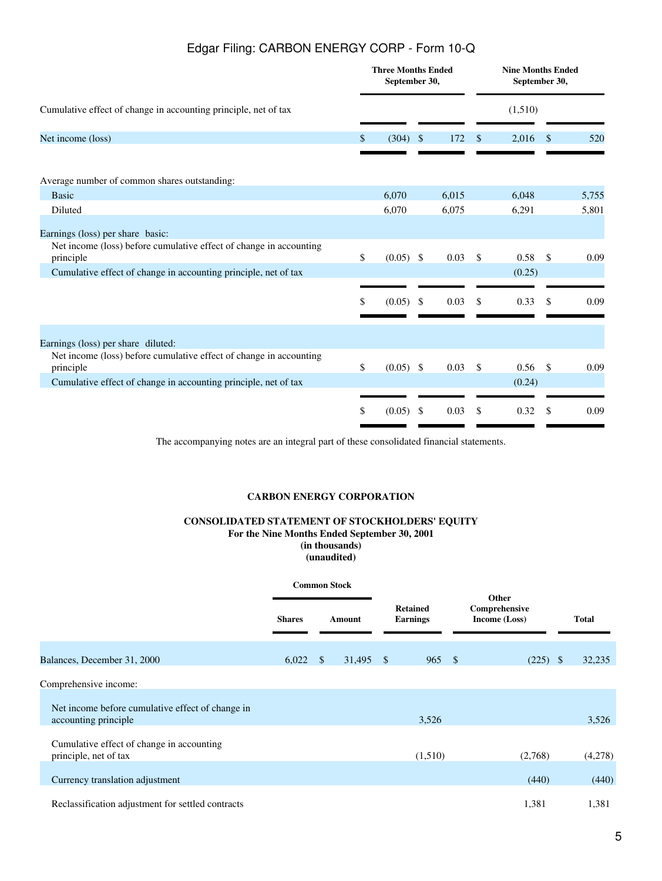| | Three Months Ended September 30, | | Nine Months Ended September 30, | |
|---|---|---|---|---|
| Cumulative effect of change in accounting principle, net of tax | | | (1,510) | |
| Net income (loss) | $ (304) | $ 172 | $ 2,016 | $ 520 |
| Average number of common shares outstanding: | | | | |
| Basic | 6,070 | 6,015 | 6,048 | 5,755 |
| Diluted | 6,070 | 6,075 | 6,291 | 5,801 |
| Earnings (loss) per share basic: | | | | |
| Net income (loss) before cumulative effect of change in accounting principle | $ (0.05) | $ 0.03 | $ 0.58 | $ 0.09 |
| Cumulative effect of change in accounting principle, net of tax | | | (0.25) | |
| | $ (0.05) | $ 0.03 | $ 0.33 | $ 0.09 |
| Earnings (loss) per share diluted: | | | | |
| Net income (loss) before cumulative effect of change in accounting principle | $ (0.05) | $ 0.03 | $ 0.56 | $ 0.09 |
| Cumulative effect of change in accounting principle, net of tax | | | (0.24) | |
| | $ (0.05) | $ 0.03 | $ 0.32 | $ 0.09 |

The accompanying notes are an integral part of these consolidated financial statements.

**CARBON ENERGY CORPORATION**

**CONSOLIDATED STATEMENT OF STOCKHOLDERS' EQUITY**
**For the Nine Months Ended September 30, 2001**
**(in thousands)**
**(unaudited)**

| | Common Stock | | Retained Earnings | Other Comprehensive Income (Loss) | Total |
|---|---|---|---|---|---|
| | Shares | Amount | | | |
| Balances, December 31, 2000 | 6,022 | $ 31,495 | $ 965 | $ (225) | $ 32,235 |
| Comprehensive income: | | | | | |
| Net income before cumulative effect of change in accounting principle | | | 3,526 | | 3,526 |
| Cumulative effect of change in accounting principle, net of tax | | | (1,510) | (2,768) | (4,278) |
| Currency translation adjustment | | | | (440) | (440) |
| Reclassification adjustment for settled contracts | | | | 1,381 | 1,381 |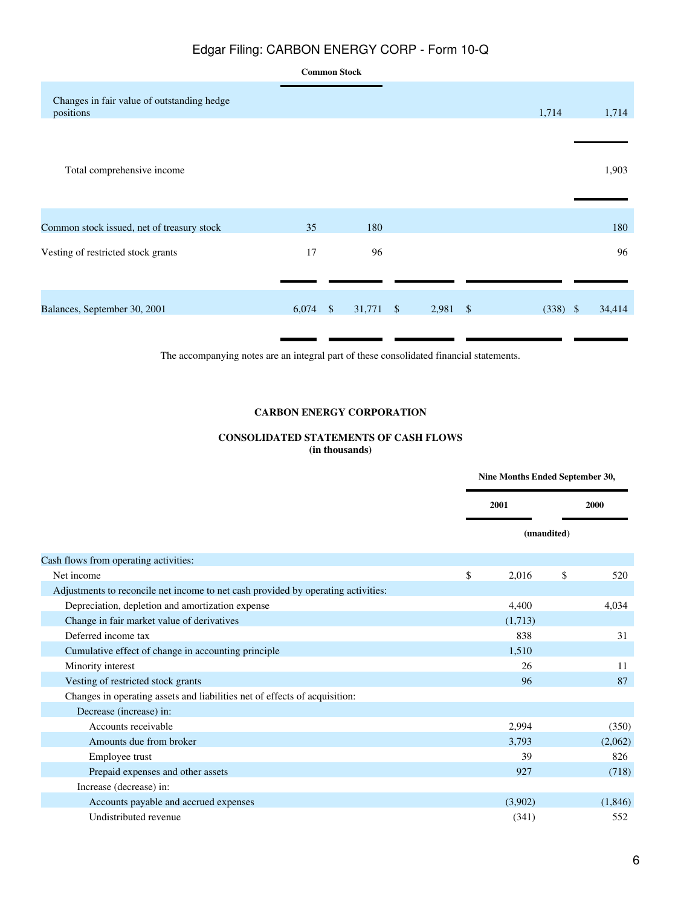| | Common Stock | | | | |
|---|---|---|---|---|---|
| Changes in fair value of outstanding hedge positions | | | | 1,714 | 1,714 |
| Total comprehensive income | | | | | 1,903 |
| Common stock issued, net of treasury stock | 35 | 180 | | | 180 |
| Vesting of restricted stock grants | 17 | 96 | | | 96 |
| Balances, September 30, 2001 | 6,074 | $ 31,771 | $ 2,981 | $ (338) | $ 34,414 |

The accompanying notes are an integral part of these consolidated financial statements.

**CARBON ENERGY CORPORATION**

**CONSOLIDATED STATEMENTS OF CASH FLOWS**
**(in thousands)**

| | Nine Months Ended September 30, | |
|---|---|---|
| | 2001 | 2000 |
| | (unaudited) | |
| Cash flows from operating activities: | | |
| Net income | $ 2,016 | $ 520 |
| Adjustments to reconcile net income to net cash provided by operating activities: | | |
| Depreciation, depletion and amortization expense | 4,400 | 4,034 |
| Change in fair market value of derivatives | (1,713) | |
| Deferred income tax | 838 | 31 |
| Cumulative effect of change in accounting principle | 1,510 | |
| Minority interest | 26 | 11 |
| Vesting of restricted stock grants | 96 | 87 |
| Changes in operating assets and liabilities net of effects of acquisition: | | |
| Decrease (increase) in: | | |
| Accounts receivable | 2,994 | (350) |
| Amounts due from broker | 3,793 | (2,062) |
| Employee trust | 39 | 826 |
| Prepaid expenses and other assets | 927 | (718) |
| Increase (decrease) in: | | |
| Accounts payable and accrued expenses | (3,902) | (1,846) |
| Undistributed revenue | (341) | 552 |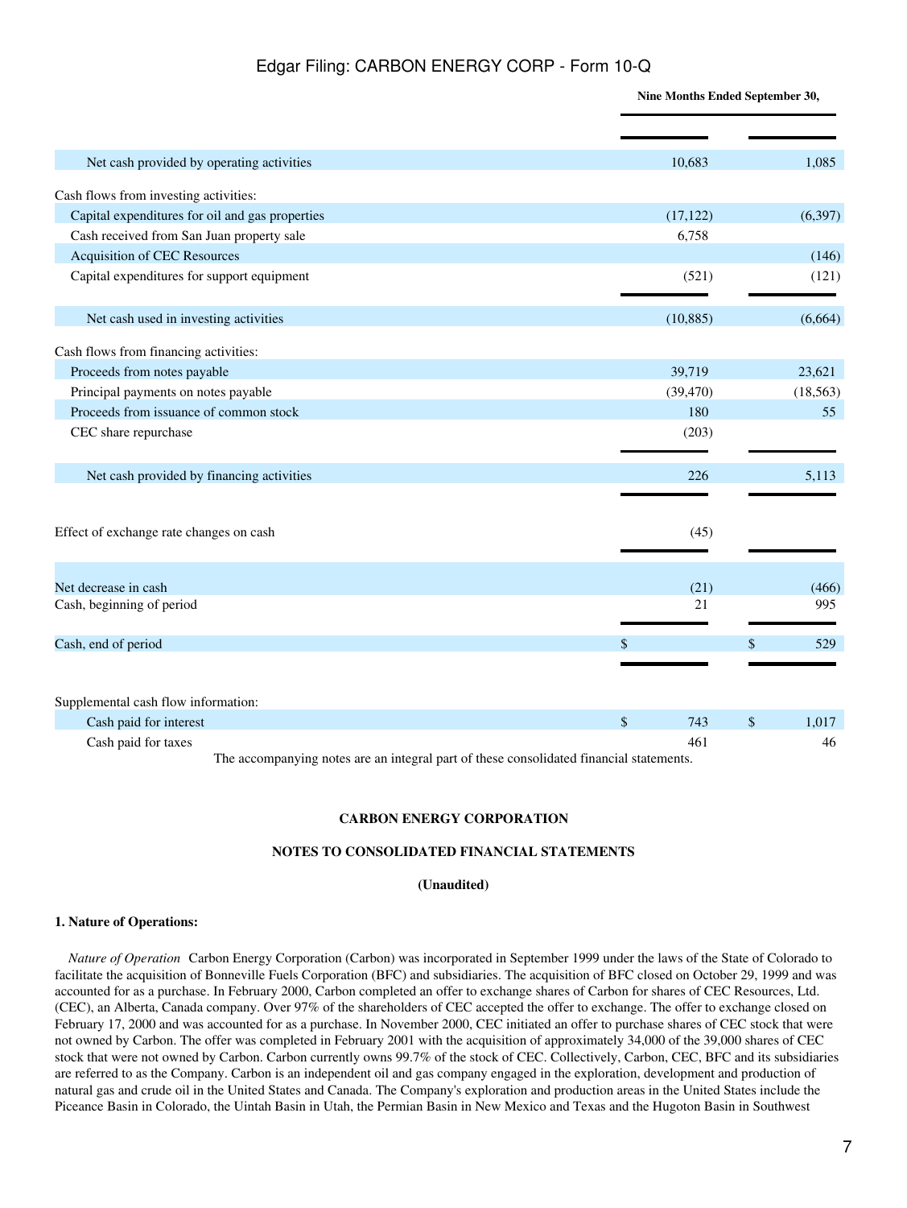| | Nine Months Ended September 30, | |
|---|---|---|
| | | |
| Net cash provided by operating activities | 10,683 | 1,085 |
| Cash flows from investing activities: | | |
| Capital expenditures for oil and gas properties | (17,122) | (6,397) |
| Cash received from San Juan property sale | 6,758 | |
| Acquisition of CEC Resources | | (146) |
| Capital expenditures for support equipment | (521) | (121) |
| Net cash used in investing activities | (10,885) | (6,664) |
| Cash flows from financing activities: | | |
| Proceeds from notes payable | 39,719 | 23,621 |
| Principal payments on notes payable | (39,470) | (18,563) |
| Proceeds from issuance of common stock | 180 | 55 |
| CEC share repurchase | (203) | |
| Net cash provided by financing activities | 226 | 5,113 |
| Effect of exchange rate changes on cash | (45) | |
| Net decrease in cash | (21) | (466) |
| Cash, beginning of period | 21 | 995 |
| Cash, end of period | $ | $ 529 |
| Supplemental cash flow information: | | |
| Cash paid for interest | $ 743 | $ 1,017 |
| Cash paid for taxes | 461 | 46 |

The accompanying notes are an integral part of these consolidated financial statements.

**CARBON ENERGY CORPORATION**

**NOTES TO CONSOLIDATED FINANCIAL STATEMENTS**

**(Unaudited)**

**1. Nature of Operations:**

*Nature of Operation* Carbon Energy Corporation (Carbon) was incorporated in September 1999 under the laws of the State of Colorado to facilitate the acquisition of Bonneville Fuels Corporation (BFC) and subsidiaries. The acquisition of BFC closed on October 29, 1999 and was accounted for as a purchase. In February 2000, Carbon completed an offer to exchange shares of Carbon for shares of CEC Resources, Ltd. (CEC), an Alberta, Canada company. Over 97% of the shareholders of CEC accepted the offer to exchange. The offer to exchange closed on February 17, 2000 and was accounted for as a purchase. In November 2000, CEC initiated an offer to purchase shares of CEC stock that were not owned by Carbon. The offer was completed in February 2001 with the acquisition of approximately 34,000 of the 39,000 shares of CEC stock that were not owned by Carbon. Carbon currently owns 99.7% of the stock of CEC. Collectively, Carbon, CEC, BFC and its subsidiaries are referred to as the Company. Carbon is an independent oil and gas company engaged in the exploration, development and production of natural gas and crude oil in the United States and Canada. The Company's exploration and production areas in the United States include the Piceance Basin in Colorado, the Uintah Basin in Utah, the Permian Basin in New Mexico and Texas and the Hugoton Basin in Southwest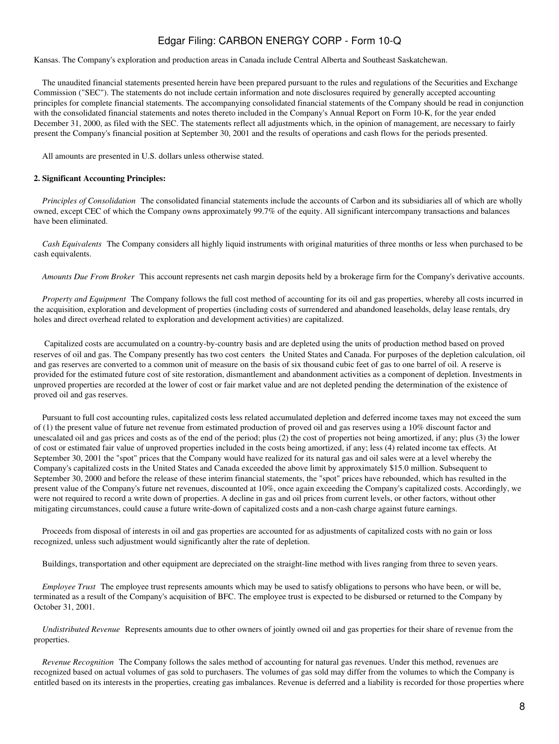Kansas. The Company's exploration and production areas in Canada include Central Alberta and Southeast Saskatchewan.

The unaudited financial statements presented herein have been prepared pursuant to the rules and regulations of the Securities and Exchange Commission ("SEC"). The statements do not include certain information and note disclosures required by generally accepted accounting principles for complete financial statements. The accompanying consolidated financial statements of the Company should be read in conjunction with the consolidated financial statements and notes thereto included in the Company's Annual Report on Form 10-K, for the year ended December 31, 2000, as filed with the SEC. The statements reflect all adjustments which, in the opinion of management, are necessary to fairly present the Company's financial position at September 30, 2001 and the results of operations and cash flows for the periods presented.

All amounts are presented in U.S. dollars unless otherwise stated.

**2. Significant Accounting Principles:**

*Principles of Consolidation* The consolidated financial statements include the accounts of Carbon and its subsidiaries all of which are wholly owned, except CEC of which the Company owns approximately 99.7% of the equity. All significant intercompany transactions and balances have been eliminated.

*Cash Equivalents* The Company considers all highly liquid instruments with original maturities of three months or less when purchased to be cash equivalents.

*Amounts Due From Broker* This account represents net cash margin deposits held by a brokerage firm for the Company's derivative accounts.

*Property and Equipment* The Company follows the full cost method of accounting for its oil and gas properties, whereby all costs incurred in the acquisition, exploration and development of properties (including costs of surrendered and abandoned leaseholds, delay lease rentals, dry holes and direct overhead related to exploration and development activities) are capitalized.

Capitalized costs are accumulated on a country-by-country basis and are depleted using the units of production method based on proved reserves of oil and gas. The Company presently has two cost centers the United States and Canada. For purposes of the depletion calculation, oil and gas reserves are converted to a common unit of measure on the basis of six thousand cubic feet of gas to one barrel of oil. A reserve is provided for the estimated future cost of site restoration, dismantlement and abandonment activities as a component of depletion. Investments in unproved properties are recorded at the lower of cost or fair market value and are not depleted pending the determination of the existence of proved oil and gas reserves.

Pursuant to full cost accounting rules, capitalized costs less related accumulated depletion and deferred income taxes may not exceed the sum of (1) the present value of future net revenue from estimated production of proved oil and gas reserves using a 10% discount factor and unescalated oil and gas prices and costs as of the end of the period; plus (2) the cost of properties not being amortized, if any; plus (3) the lower of cost or estimated fair value of unproved properties included in the costs being amortized, if any; less (4) related income tax effects. At September 30, 2001 the "spot" prices that the Company would have realized for its natural gas and oil sales were at a level whereby the Company's capitalized costs in the United States and Canada exceeded the above limit by approximately $15.0 million. Subsequent to September 30, 2000 and before the release of these interim financial statements, the "spot" prices have rebounded, which has resulted in the present value of the Company's future net revenues, discounted at 10%, once again exceeding the Company's capitalized costs. Accordingly, we were not required to record a write down of properties. A decline in gas and oil prices from current levels, or other factors, without other mitigating circumstances, could cause a future write-down of capitalized costs and a non-cash charge against future earnings.

Proceeds from disposal of interests in oil and gas properties are accounted for as adjustments of capitalized costs with no gain or loss recognized, unless such adjustment would significantly alter the rate of depletion.

Buildings, transportation and other equipment are depreciated on the straight-line method with lives ranging from three to seven years.

*Employee Trust* The employee trust represents amounts which may be used to satisfy obligations to persons who have been, or will be, terminated as a result of the Company's acquisition of BFC. The employee trust is expected to be disbursed or returned to the Company by October 31, 2001.

*Undistributed Revenue* Represents amounts due to other owners of jointly owned oil and gas properties for their share of revenue from the properties.

*Revenue Recognition* The Company follows the sales method of accounting for natural gas revenues. Under this method, revenues are recognized based on actual volumes of gas sold to purchasers. The volumes of gas sold may differ from the volumes to which the Company is entitled based on its interests in the properties, creating gas imbalances. Revenue is deferred and a liability is recorded for those properties where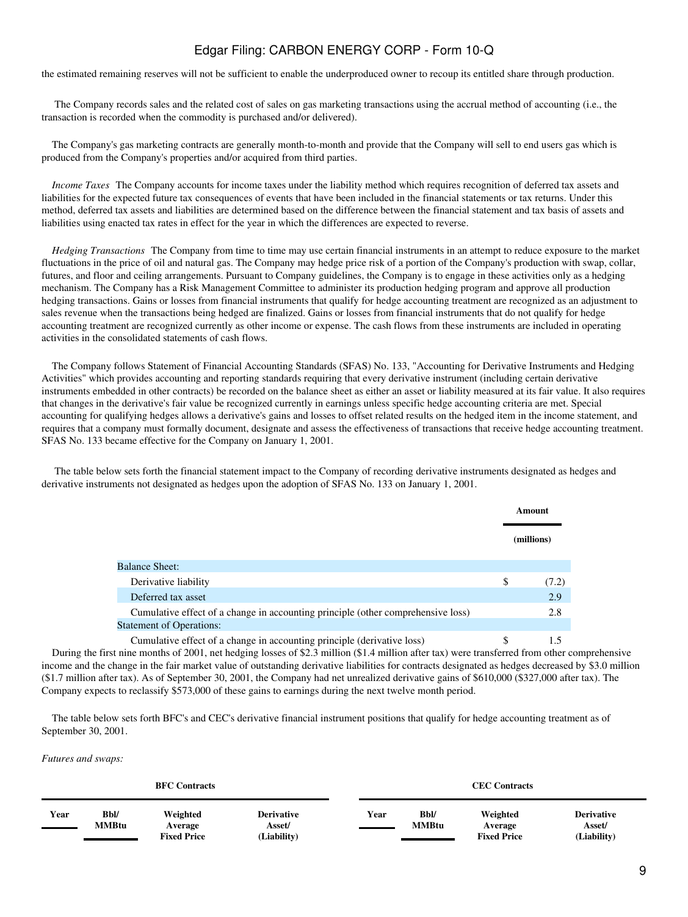the estimated remaining reserves will not be sufficient to enable the underproduced owner to recoup its entitled share through production.

The Company records sales and the related cost of sales on gas marketing transactions using the accrual method of accounting (i.e., the transaction is recorded when the commodity is purchased and/or delivered).

The Company's gas marketing contracts are generally month-to-month and provide that the Company will sell to end users gas which is produced from the Company's properties and/or acquired from third parties.

*Income Taxes* The Company accounts for income taxes under the liability method which requires recognition of deferred tax assets and liabilities for the expected future tax consequences of events that have been included in the financial statements or tax returns. Under this method, deferred tax assets and liabilities are determined based on the difference between the financial statement and tax basis of assets and liabilities using enacted tax rates in effect for the year in which the differences are expected to reverse.

*Hedging Transactions* The Company from time to time may use certain financial instruments in an attempt to reduce exposure to the market fluctuations in the price of oil and natural gas. The Company may hedge price risk of a portion of the Company's production with swap, collar, futures, and floor and ceiling arrangements. Pursuant to Company guidelines, the Company is to engage in these activities only as a hedging mechanism. The Company has a Risk Management Committee to administer its production hedging program and approve all production hedging transactions. Gains or losses from financial instruments that qualify for hedge accounting treatment are recognized as an adjustment to sales revenue when the transactions being hedged are finalized. Gains or losses from financial instruments that do not qualify for hedge accounting treatment are recognized currently as other income or expense. The cash flows from these instruments are included in operating activities in the consolidated statements of cash flows.

The Company follows Statement of Financial Accounting Standards (SFAS) No. 133, "Accounting for Derivative Instruments and Hedging Activities" which provides accounting and reporting standards requiring that every derivative instrument (including certain derivative instruments embedded in other contracts) be recorded on the balance sheet as either an asset or liability measured at its fair value. It also requires that changes in the derivative's fair value be recognized currently in earnings unless specific hedge accounting criteria are met. Special accounting for qualifying hedges allows a derivative's gains and losses to offset related results on the hedged item in the income statement, and requires that a company must formally document, designate and assess the effectiveness of transactions that receive hedge accounting treatment. SFAS No. 133 became effective for the Company on January 1, 2001.

The table below sets forth the financial statement impact to the Company of recording derivative instruments designated as hedges and derivative instruments not designated as hedges upon the adoption of SFAS No. 133 on January 1, 2001.

| | | Amount (millions) |
|---|---|---|
| Balance Sheet: | | |
| Derivative liability | $ | (7.2) |
| Deferred tax asset | | 2.9 |
| Cumulative effect of a change in accounting principle (other comprehensive loss) | | 2.8 |
| Statement of Operations: | | |
| Cumulative effect of a change in accounting principle (derivative loss) | $ | 1.5 |

During the first nine months of 2001, net hedging losses of $2.3 million ($1.4 million after tax) were transferred from other comprehensive income and the change in the fair market value of outstanding derivative liabilities for contracts designated as hedges decreased by $3.0 million ($1.7 million after tax). As of September 30, 2001, the Company had net unrealized derivative gains of $610,000 ($327,000 after tax). The Company expects to reclassify $573,000 of these gains to earnings during the next twelve month period.

The table below sets forth BFC's and CEC's derivative financial instrument positions that qualify for hedge accounting treatment as of September 30, 2001.

*Futures and swaps:*

| BFC Contracts | | | | CEC Contracts | | | |
|---|---|---|---|---|---|---|---|
| Year | Bbl/ MMBtu | Weighted Average Fixed Price | Derivative Asset/ (Liability) | Year | Bbl/ MMBtu | Weighted Average Fixed Price | Derivative Asset/ (Liability) |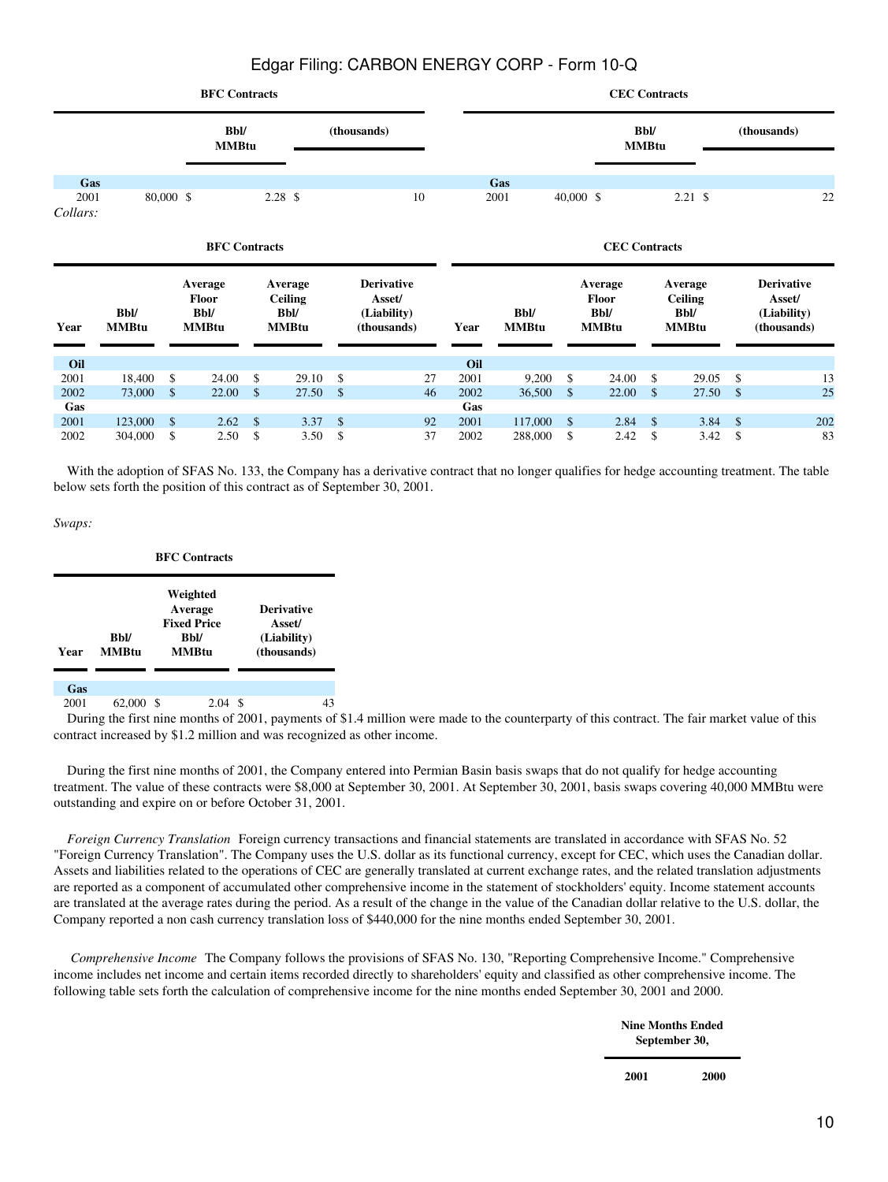| BFC Contracts | | | CEC Contracts | | |
|---|---|---|---|---|---|
| | Bbl/ MMBtu | (thousands) | | Bbl/ MMBtu | (thousands) |
| **Gas** | | | **Gas** | | |
| 2001 | 80,000 $ | 2.28 $ 10 | 2001 | 40,000 $ | 2.21 $ 22 |

*Collars:*

| BFC Contracts | | | | | CEC Contracts | | | | |
|---|---|---|---|---|---|---|---|---|---|
| Year | Bbl/ MMBtu | Average Floor Bbl/ MMBtu | Average Ceiling Bbl/ MMBtu | Derivative Asset/ (Liability) (thousands) | Year | Bbl/ MMBtu | Average Floor Bbl/ MMBtu | Average Ceiling Bbl/ MMBtu | Derivative Asset/ (Liability) (thousands) |
| **Oil** | | | | | **Oil** | | | | |
| 2001 | 18,400 | $ 24.00 | $ 29.10 | $ 27 | 2001 | 9,200 | $ 24.00 | $ 29.05 | $ 13 |
| 2002 | 73,000 | $ 22.00 | $ 27.50 | $ 46 | 2002 | 36,500 | $ 22.00 | $ 27.50 | $ 25 |
| **Gas** | | | | | **Gas** | | | | |
| 2001 | 123,000 | $ 2.62 | $ 3.37 | $ 92 | 2001 | 117,000 | $ 2.84 | $ 3.84 | $ 202 |
| 2002 | 304,000 | $ 2.50 | $ 3.50 | $ 37 | 2002 | 288,000 | $ 2.42 | $ 3.42 | $ 83 |

With the adoption of SFAS No. 133, the Company has a derivative contract that no longer qualifies for hedge accounting treatment. The table below sets forth the position of this contract as of September 30, 2001.

*Swaps:*

| BFC Contracts | | | |
|---|---|---|---|
| Year | Bbl/ MMBtu | Weighted Average Fixed Price Bbl/ MMBtu | Derivative Asset/ (Liability) (thousands) |
| **Gas** | | | |
| 2001 | 62,000 | $ 2.04 | $ 43 |

During the first nine months of 2001, payments of $1.4 million were made to the counterparty of this contract. The fair market value of this contract increased by $1.2 million and was recognized as other income.

During the first nine months of 2001, the Company entered into Permian Basin basis swaps that do not qualify for hedge accounting treatment. The value of these contracts were $8,000 at September 30, 2001. At September 30, 2001, basis swaps covering 40,000 MMBtu were outstanding and expire on or before October 31, 2001.

*Foreign Currency Translation* Foreign currency transactions and financial statements are translated in accordance with SFAS No. 52 "Foreign Currency Translation". The Company uses the U.S. dollar as its functional currency, except for CEC, which uses the Canadian dollar. Assets and liabilities related to the operations of CEC are generally translated at current exchange rates, and the related translation adjustments are reported as a component of accumulated other comprehensive income in the statement of stockholders' equity. Income statement accounts are translated at the average rates during the period. As a result of the change in the value of the Canadian dollar relative to the U.S. dollar, the Company reported a non cash currency translation loss of $440,000 for the nine months ended September 30, 2001.

*Comprehensive Income* The Company follows the provisions of SFAS No. 130, "Reporting Comprehensive Income." Comprehensive income includes net income and certain items recorded directly to shareholders' equity and classified as other comprehensive income. The following table sets forth the calculation of comprehensive income for the nine months ended September 30, 2001 and 2000.

| | Nine Months Ended September 30, | |
|---|---|---|
| | 2001 | 2000 |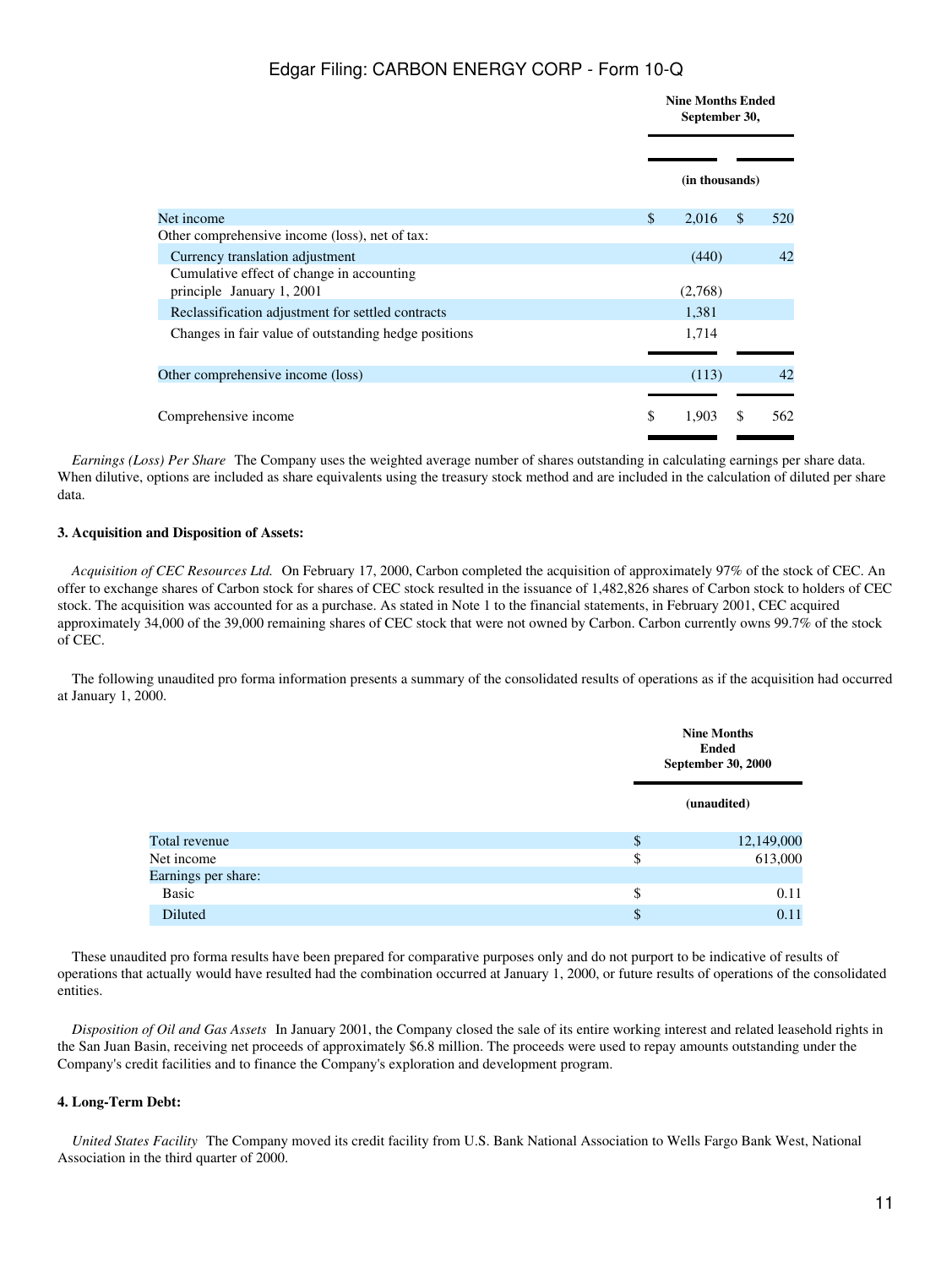| | Nine Months Ended September 30, | |
|---|---|---|
| | (in thousands) | |
| Net income | $ 2,016 | $ 520 |
| Other comprehensive income (loss), net of tax: | | |
| Currency translation adjustment | (440) | 42 |
| Cumulative effect of change in accounting principle January 1, 2001 | (2,768) | |
| Reclassification adjustment for settled contracts | 1,381 | |
| Changes in fair value of outstanding hedge positions | 1,714 | |
| Other comprehensive income (loss) | (113) | 42 |
| Comprehensive income | $ 1,903 | $ 562 |

*Earnings (Loss) Per Share* The Company uses the weighted average number of shares outstanding in calculating earnings per share data. When dilutive, options are included as share equivalents using the treasury stock method and are included in the calculation of diluted per share data.

**3. Acquisition and Disposition of Assets:**

*Acquisition of CEC Resources Ltd.* On February 17, 2000, Carbon completed the acquisition of approximately 97% of the stock of CEC. An offer to exchange shares of Carbon stock for shares of CEC stock resulted in the issuance of 1,482,826 shares of Carbon stock to holders of CEC stock. The acquisition was accounted for as a purchase. As stated in Note 1 to the financial statements, in February 2001, CEC acquired approximately 34,000 of the 39,000 remaining shares of CEC stock that were not owned by Carbon. Carbon currently owns 99.7% of the stock of CEC.

The following unaudited pro forma information presents a summary of the consolidated results of operations as if the acquisition had occurred at January 1, 2000.

| | Nine Months Ended September 30, 2000 |
|---|---|
| | (unaudited) |
| Total revenue | $ 12,149,000 |
| Net income | $ 613,000 |
| Earnings per share: | |
| Basic | $ 0.11 |
| Diluted | $ 0.11 |

These unaudited pro forma results have been prepared for comparative purposes only and do not purport to be indicative of results of operations that actually would have resulted had the combination occurred at January 1, 2000, or future results of operations of the consolidated entities.

*Disposition of Oil and Gas Assets* In January 2001, the Company closed the sale of its entire working interest and related leasehold rights in the San Juan Basin, receiving net proceeds of approximately $6.8 million. The proceeds were used to repay amounts outstanding under the Company's credit facilities and to finance the Company's exploration and development program.

**4. Long-Term Debt:**

*United States Facility* The Company moved its credit facility from U.S. Bank National Association to Wells Fargo Bank West, National Association in the third quarter of 2000.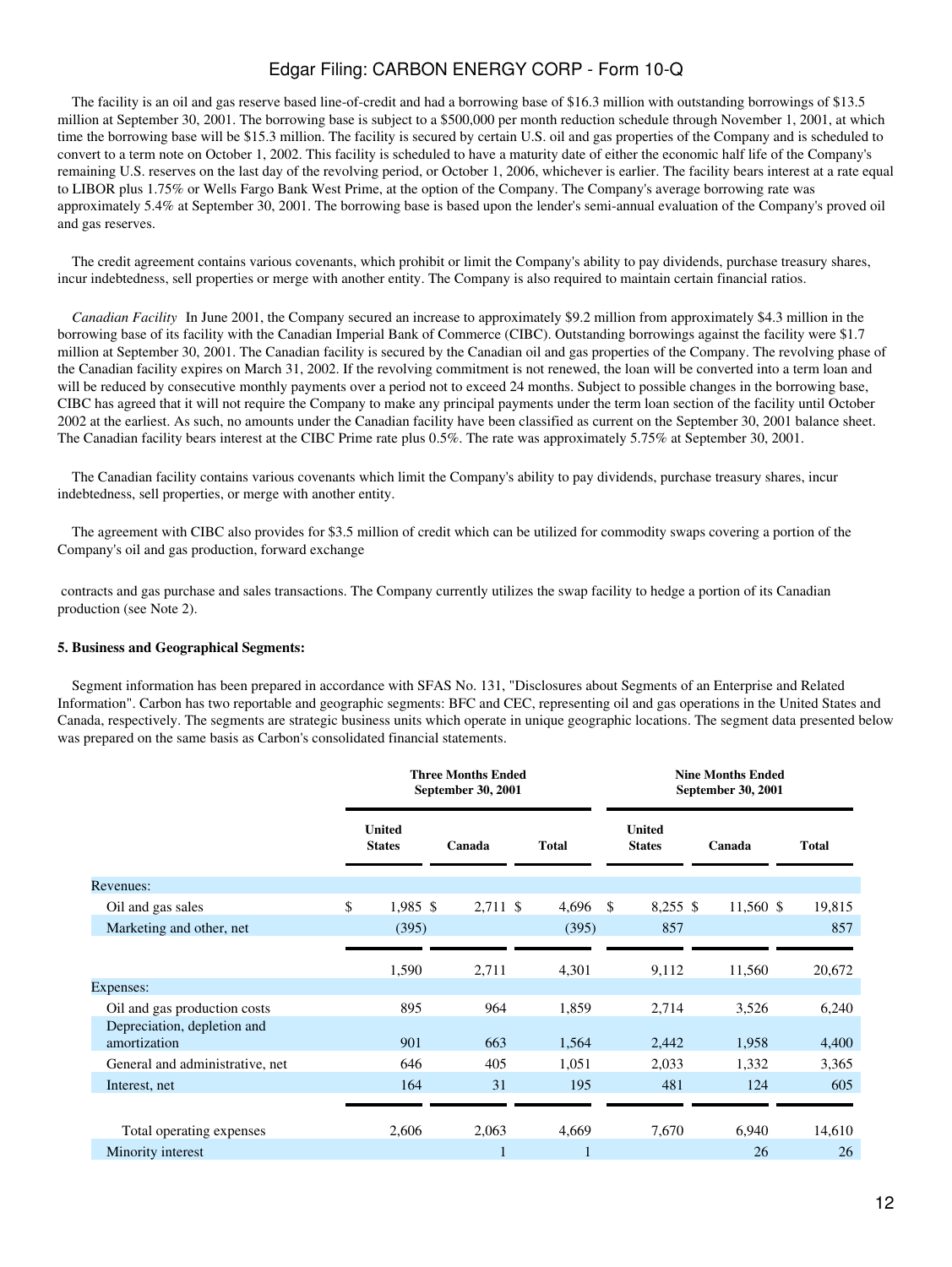The facility is an oil and gas reserve based line-of-credit and had a borrowing base of $16.3 million with outstanding borrowings of $13.5 million at September 30, 2001. The borrowing base is subject to a $500,000 per month reduction schedule through November 1, 2001, at which time the borrowing base will be $15.3 million. The facility is secured by certain U.S. oil and gas properties of the Company and is scheduled to convert to a term note on October 1, 2002. This facility is scheduled to have a maturity date of either the economic half life of the Company's remaining U.S. reserves on the last day of the revolving period, or October 1, 2006, whichever is earlier. The facility bears interest at a rate equal to LIBOR plus 1.75% or Wells Fargo Bank West Prime, at the option of the Company. The Company's average borrowing rate was approximately 5.4% at September 30, 2001. The borrowing base is based upon the lender's semi-annual evaluation of the Company's proved oil and gas reserves.

The credit agreement contains various covenants, which prohibit or limit the Company's ability to pay dividends, purchase treasury shares, incur indebtedness, sell properties or merge with another entity. The Company is also required to maintain certain financial ratios.

*Canadian Facility* In June 2001, the Company secured an increase to approximately $9.2 million from approximately $4.3 million in the borrowing base of its facility with the Canadian Imperial Bank of Commerce (CIBC). Outstanding borrowings against the facility were $1.7 million at September 30, 2001. The Canadian facility is secured by the Canadian oil and gas properties of the Company. The revolving phase of the Canadian facility expires on March 31, 2002. If the revolving commitment is not renewed, the loan will be converted into a term loan and will be reduced by consecutive monthly payments over a period not to exceed 24 months. Subject to possible changes in the borrowing base, CIBC has agreed that it will not require the Company to make any principal payments under the term loan section of the facility until October 2002 at the earliest. As such, no amounts under the Canadian facility have been classified as current on the September 30, 2001 balance sheet. The Canadian facility bears interest at the CIBC Prime rate plus 0.5%. The rate was approximately 5.75% at September 30, 2001.

The Canadian facility contains various covenants which limit the Company's ability to pay dividends, purchase treasury shares, incur indebtedness, sell properties, or merge with another entity.

The agreement with CIBC also provides for $3.5 million of credit which can be utilized for commodity swaps covering a portion of the Company's oil and gas production, forward exchange contracts and gas purchase and sales transactions. The Company currently utilizes the swap facility to hedge a portion of its Canadian production (see Note 2).

**5. Business and Geographical Segments:**

Segment information has been prepared in accordance with SFAS No. 131, "Disclosures about Segments of an Enterprise and Related Information". Carbon has two reportable and geographic segments: BFC and CEC, representing oil and gas operations in the United States and Canada, respectively. The segments are strategic business units which operate in unique geographic locations. The segment data presented below was prepared on the same basis as Carbon's consolidated financial statements.

| | Three Months Ended September 30, 2001 | | | Nine Months Ended September 30, 2001 | | |
|---|---|---|---|---|---|---|
| | United States | Canada | Total | United States | Canada | Total |
| Revenues: | | | | | | |
| Oil and gas sales | $ 1,985 | $ 2,711 | $ 4,696 | $ 8,255 | $ 11,560 | $ 19,815 |
| Marketing and other, net | (395) | | (395) | 857 | | 857 |
| | 1,590 | 2,711 | 4,301 | 9,112 | 11,560 | 20,672 |
| Expenses: | | | | | | |
| Oil and gas production costs | 895 | 964 | 1,859 | 2,714 | 3,526 | 6,240 |
| Depreciation, depletion and amortization | 901 | 663 | 1,564 | 2,442 | 1,958 | 4,400 |
| General and administrative, net | 646 | 405 | 1,051 | 2,033 | 1,332 | 3,365 |
| Interest, net | 164 | 31 | 195 | 481 | 124 | 605 |
| Total operating expenses | 2,606 | 2,063 | 4,669 | 7,670 | 6,940 | 14,610 |
| Minority interest | | 1 | 1 | | 26 | 26 |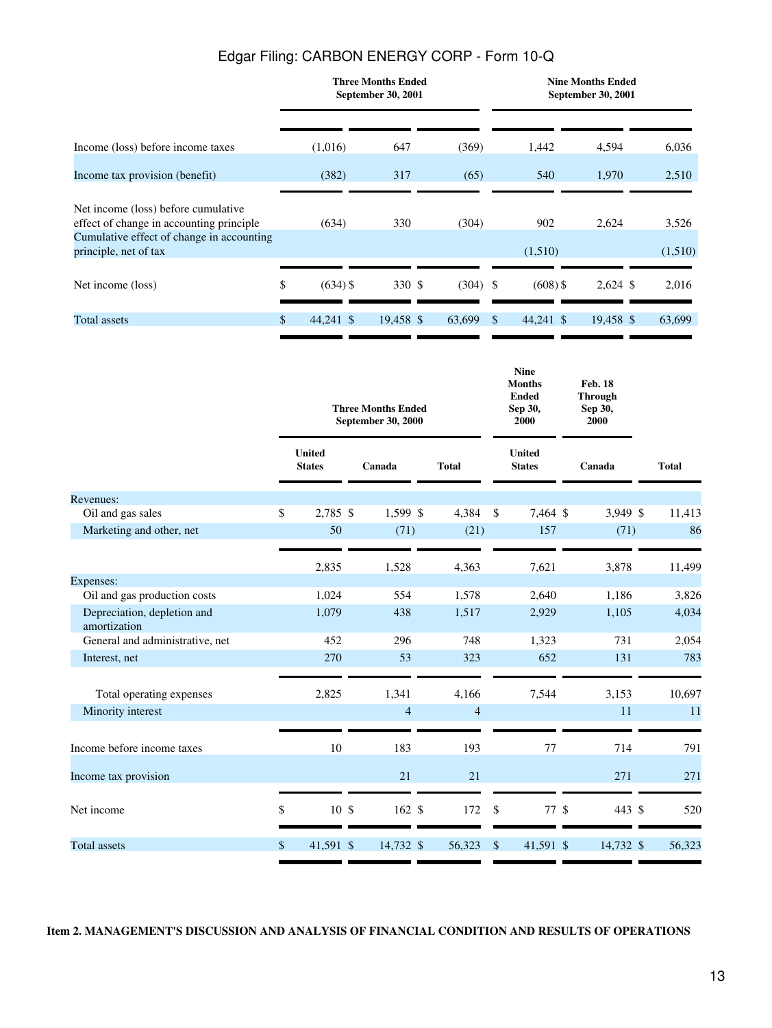| | Three Months Ended September 30, 2001 | | | Nine Months Ended September 30, 2001 | | |
|---|---|---|---|---|---|---|
| | | | | | | |
| Income (loss) before income taxes | (1,016) | 647 | (369) | 1,442 | 4,594 | 6,036 |
| Income tax provision (benefit) | (382) | 317 | (65) | 540 | 1,970 | 2,510 |
| Net income (loss) before cumulative effect of change in accounting principle | (634) | 330 | (304) | 902 | 2,624 | 3,526 |
| Cumulative effect of change in accounting principle, net of tax | | | | (1,510) | | (1,510) |
| Net income (loss) | $ (634) | $ 330 | $ (304) | $ (608) | $ 2,624 | $ 2,016 |
| Total assets | $ 44,241 | $ 19,458 | $ 63,699 | $ 44,241 | $ 19,458 | $ 63,699 |

| | Three Months Ended September 30, 2000 | | | Nine Months Ended Sep 30, 2000 | Feb. 18 Through Sep 30, 2000 | |
|---|---|---|---|---|---|---|
| | United States | Canada | Total | United States | Canada | Total |
| Revenues: | | | | | | |
| Oil and gas sales | $ 2,785 | $ 1,599 | $ 4,384 | $ 7,464 | $ 3,949 | $ 11,413 |
| Marketing and other, net | 50 | (71) | (21) | 157 | (71) | 86 |
| | 2,835 | 1,528 | 4,363 | 7,621 | 3,878 | 11,499 |
| Expenses: | | | | | | |
| Oil and gas production costs | 1,024 | 554 | 1,578 | 2,640 | 1,186 | 3,826 |
| Depreciation, depletion and amortization | 1,079 | 438 | 1,517 | 2,929 | 1,105 | 4,034 |
| General and administrative, net | 452 | 296 | 748 | 1,323 | 731 | 2,054 |
| Interest, net | 270 | 53 | 323 | 652 | 131 | 783 |
| Total operating expenses | 2,825 | 1,341 | 4,166 | 7,544 | 3,153 | 10,697 |
| Minority interest | | 4 | 4 | | 11 | 11 |
| Income before income taxes | 10 | 183 | 193 | 77 | 714 | 791 |
| Income tax provision | | 21 | 21 | | 271 | 271 |
| Net income | $ 10 | $ 162 | $ 172 | $ 77 | $ 443 | $ 520 |
| Total assets | $ 41,591 | $ 14,732 | $ 56,323 | $ 41,591 | $ 14,732 | $ 56,323 |

**Item 2. MANAGEMENT'S DISCUSSION AND ANALYSIS OF FINANCIAL CONDITION AND RESULTS OF OPERATIONS**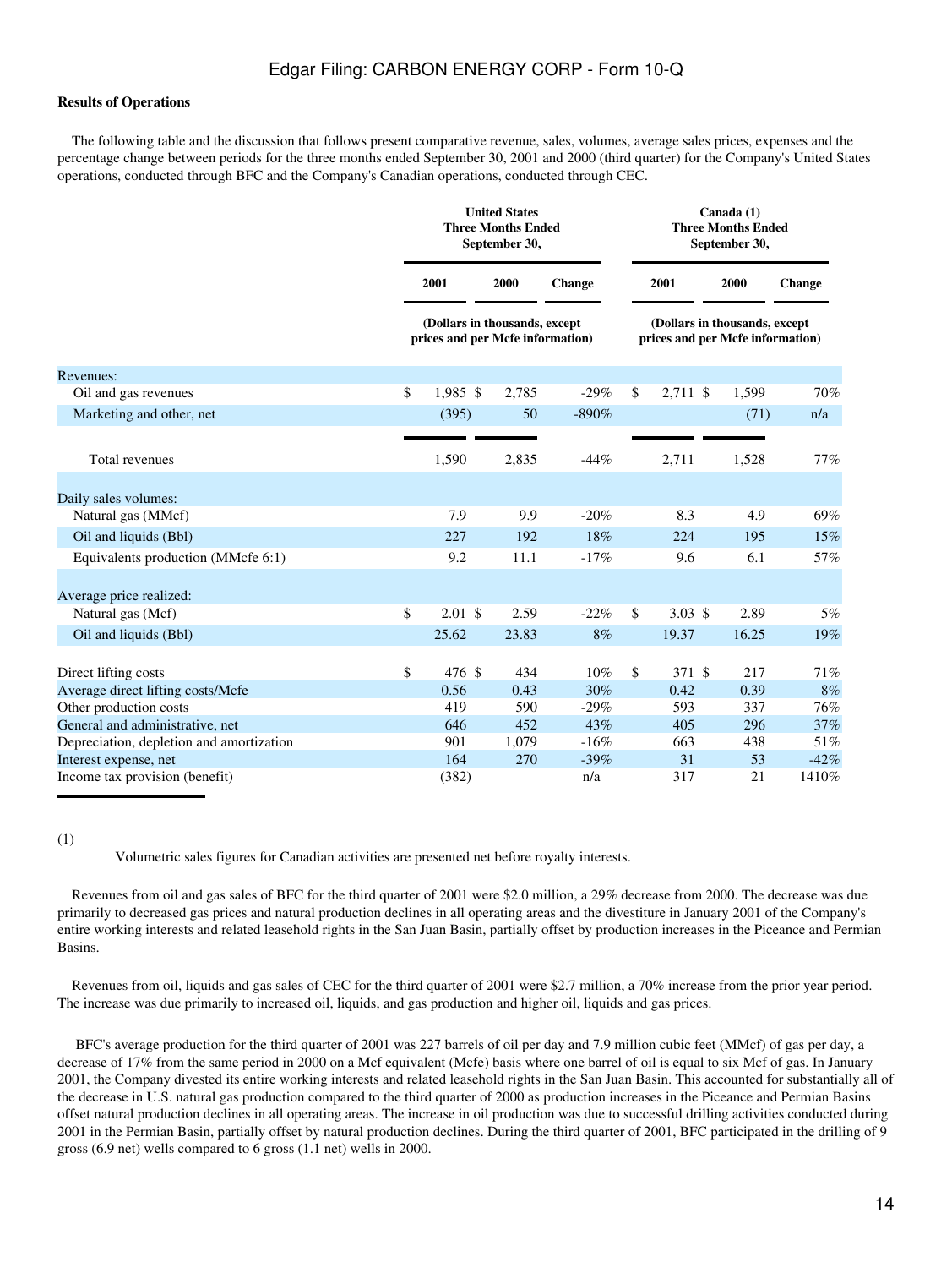Edgar Filing: CARBON ENERGY CORP - Form 10-Q

**Results of Operations**

The following table and the discussion that follows present comparative revenue, sales, volumes, average sales prices, expenses and the percentage change between periods for the three months ended September 30, 2001 and 2000 (third quarter) for the Company's United States operations, conducted through BFC and the Company's Canadian operations, conducted through CEC.

| | United States Three Months Ended September 30, | | | Canada (1) Three Months Ended September 30, | | |
|---|---|---|---|---|---|---|
| | 2001 | 2000 | Change | 2001 | 2000 | Change |
| | (Dollars in thousands, except prices and per Mcfe information) | | | (Dollars in thousands, except prices and per Mcfe information) | | |
| Revenues: | | | | | | |
| Oil and gas revenues | $ 1,985 | $ 2,785 | -29% | $ 2,711 | $ 1,599 | 70% |
| Marketing and other, net | (395) | 50 | -890% | | (71) | n/a |
| Total revenues | 1,590 | 2,835 | -44% | 2,711 | 1,528 | 77% |
| Daily sales volumes: | | | | | | |
| Natural gas (MMcf) | 7.9 | 9.9 | -20% | 8.3 | 4.9 | 69% |
| Oil and liquids (Bbl) | 227 | 192 | 18% | 224 | 195 | 15% |
| Equivalents production (MMcfe 6:1) | 9.2 | 11.1 | -17% | 9.6 | 6.1 | 57% |
| Average price realized: | | | | | | |
| Natural gas (Mcf) | $ 2.01 | $ 2.59 | -22% | $ 3.03 | $ 2.89 | 5% |
| Oil and liquids (Bbl) | 25.62 | 23.83 | 8% | 19.37 | 16.25 | 19% |
| Direct lifting costs | $ 476 | $ 434 | 10% | $ 371 | $ 217 | 71% |
| Average direct lifting costs/Mcfe | 0.56 | 0.43 | 30% | 0.42 | 0.39 | 8% |
| Other production costs | 419 | 590 | -29% | 593 | 337 | 76% |
| General and administrative, net | 646 | 452 | 43% | 405 | 296 | 37% |
| Depreciation, depletion and amortization | 901 | 1,079 | -16% | 663 | 438 | 51% |
| Interest expense, net | 164 | 270 | -39% | 31 | 53 | -42% |
| Income tax provision (benefit) | (382) | | n/a | 317 | 21 | 1410% |

(1) Volumetric sales figures for Canadian activities are presented net before royalty interests.

Revenues from oil and gas sales of BFC for the third quarter of 2001 were $2.0 million, a 29% decrease from 2000. The decrease was due primarily to decreased gas prices and natural production declines in all operating areas and the divestiture in January 2001 of the Company's entire working interests and related leasehold rights in the San Juan Basin, partially offset by production increases in the Piceance and Permian Basins.

Revenues from oil, liquids and gas sales of CEC for the third quarter of 2001 were $2.7 million, a 70% increase from the prior year period. The increase was due primarily to increased oil, liquids, and gas production and higher oil, liquids and gas prices.

BFC's average production for the third quarter of 2001 was 227 barrels of oil per day and 7.9 million cubic feet (MMcf) of gas per day, a decrease of 17% from the same period in 2000 on a Mcf equivalent (Mcfe) basis where one barrel of oil is equal to six Mcf of gas. In January 2001, the Company divested its entire working interests and related leasehold rights in the San Juan Basin. This accounted for substantially all of the decrease in U.S. natural gas production compared to the third quarter of 2000 as production increases in the Piceance and Permian Basins offset natural production declines in all operating areas. The increase in oil production was due to successful drilling activities conducted during 2001 in the Permian Basin, partially offset by natural production declines. During the third quarter of 2001, BFC participated in the drilling of 9 gross (6.9 net) wells compared to 6 gross (1.1 net) wells in 2000.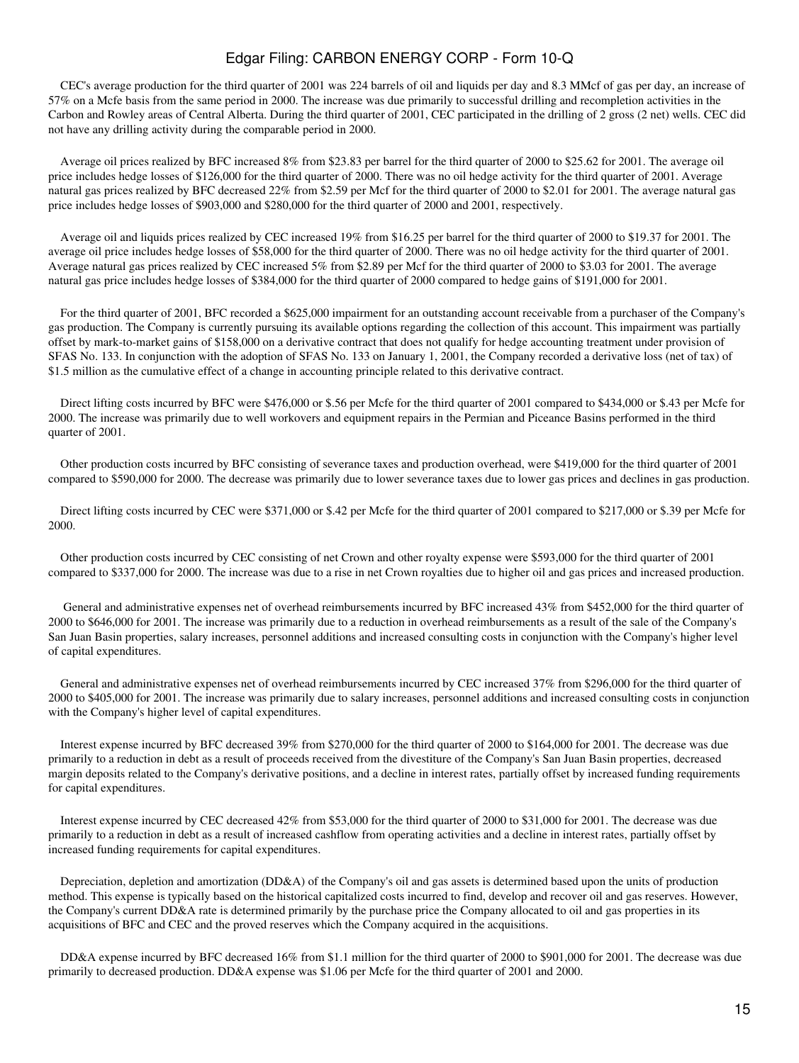CEC's average production for the third quarter of 2001 was 224 barrels of oil and liquids per day and 8.3 MMcf of gas per day, an increase of 57% on a Mcfe basis from the same period in 2000. The increase was due primarily to successful drilling and recompletion activities in the Carbon and Rowley areas of Central Alberta. During the third quarter of 2001, CEC participated in the drilling of 2 gross (2 net) wells. CEC did not have any drilling activity during the comparable period in 2000.

Average oil prices realized by BFC increased 8% from $23.83 per barrel for the third quarter of 2000 to $25.62 for 2001. The average oil price includes hedge losses of $126,000 for the third quarter of 2000. There was no oil hedge activity for the third quarter of 2001. Average natural gas prices realized by BFC decreased 22% from $2.59 per Mcf for the third quarter of 2000 to $2.01 for 2001. The average natural gas price includes hedge losses of $903,000 and $280,000 for the third quarter of 2000 and 2001, respectively.

Average oil and liquids prices realized by CEC increased 19% from $16.25 per barrel for the third quarter of 2000 to $19.37 for 2001. The average oil price includes hedge losses of $58,000 for the third quarter of 2000. There was no oil hedge activity for the third quarter of 2001. Average natural gas prices realized by CEC increased 5% from $2.89 per Mcf for the third quarter of 2000 to $3.03 for 2001. The average natural gas price includes hedge losses of $384,000 for the third quarter of 2000 compared to hedge gains of $191,000 for 2001.

For the third quarter of 2001, BFC recorded a $625,000 impairment for an outstanding account receivable from a purchaser of the Company's gas production. The Company is currently pursuing its available options regarding the collection of this account. This impairment was partially offset by mark-to-market gains of $158,000 on a derivative contract that does not qualify for hedge accounting treatment under provision of SFAS No. 133. In conjunction with the adoption of SFAS No. 133 on January 1, 2001, the Company recorded a derivative loss (net of tax) of $1.5 million as the cumulative effect of a change in accounting principle related to this derivative contract.

Direct lifting costs incurred by BFC were $476,000 or $.56 per Mcfe for the third quarter of 2001 compared to $434,000 or $.43 per Mcfe for 2000. The increase was primarily due to well workovers and equipment repairs in the Permian and Piceance Basins performed in the third quarter of 2001.

Other production costs incurred by BFC consisting of severance taxes and production overhead, were $419,000 for the third quarter of 2001 compared to $590,000 for 2000. The decrease was primarily due to lower severance taxes due to lower gas prices and declines in gas production.

Direct lifting costs incurred by CEC were $371,000 or $.42 per Mcfe for the third quarter of 2001 compared to $217,000 or $.39 per Mcfe for 2000.

Other production costs incurred by CEC consisting of net Crown and other royalty expense were $593,000 for the third quarter of 2001 compared to $337,000 for 2000. The increase was due to a rise in net Crown royalties due to higher oil and gas prices and increased production.

General and administrative expenses net of overhead reimbursements incurred by BFC increased 43% from $452,000 for the third quarter of 2000 to $646,000 for 2001. The increase was primarily due to a reduction in overhead reimbursements as a result of the sale of the Company's San Juan Basin properties, salary increases, personnel additions and increased consulting costs in conjunction with the Company's higher level of capital expenditures.

General and administrative expenses net of overhead reimbursements incurred by CEC increased 37% from $296,000 for the third quarter of 2000 to $405,000 for 2001. The increase was primarily due to salary increases, personnel additions and increased consulting costs in conjunction with the Company's higher level of capital expenditures.

Interest expense incurred by BFC decreased 39% from $270,000 for the third quarter of 2000 to $164,000 for 2001. The decrease was due primarily to a reduction in debt as a result of proceeds received from the divestiture of the Company's San Juan Basin properties, decreased margin deposits related to the Company's derivative positions, and a decline in interest rates, partially offset by increased funding requirements for capital expenditures.

Interest expense incurred by CEC decreased 42% from $53,000 for the third quarter of 2000 to $31,000 for 2001. The decrease was due primarily to a reduction in debt as a result of increased cashflow from operating activities and a decline in interest rates, partially offset by increased funding requirements for capital expenditures.

Depreciation, depletion and amortization (DD&A) of the Company's oil and gas assets is determined based upon the units of production method. This expense is typically based on the historical capitalized costs incurred to find, develop and recover oil and gas reserves. However, the Company's current DD&A rate is determined primarily by the purchase price the Company allocated to oil and gas properties in its acquisitions of BFC and CEC and the proved reserves which the Company acquired in the acquisitions.

DD&A expense incurred by BFC decreased 16% from $1.1 million for the third quarter of 2000 to $901,000 for 2001. The decrease was due primarily to decreased production. DD&A expense was $1.06 per Mcfe for the third quarter of 2001 and 2000.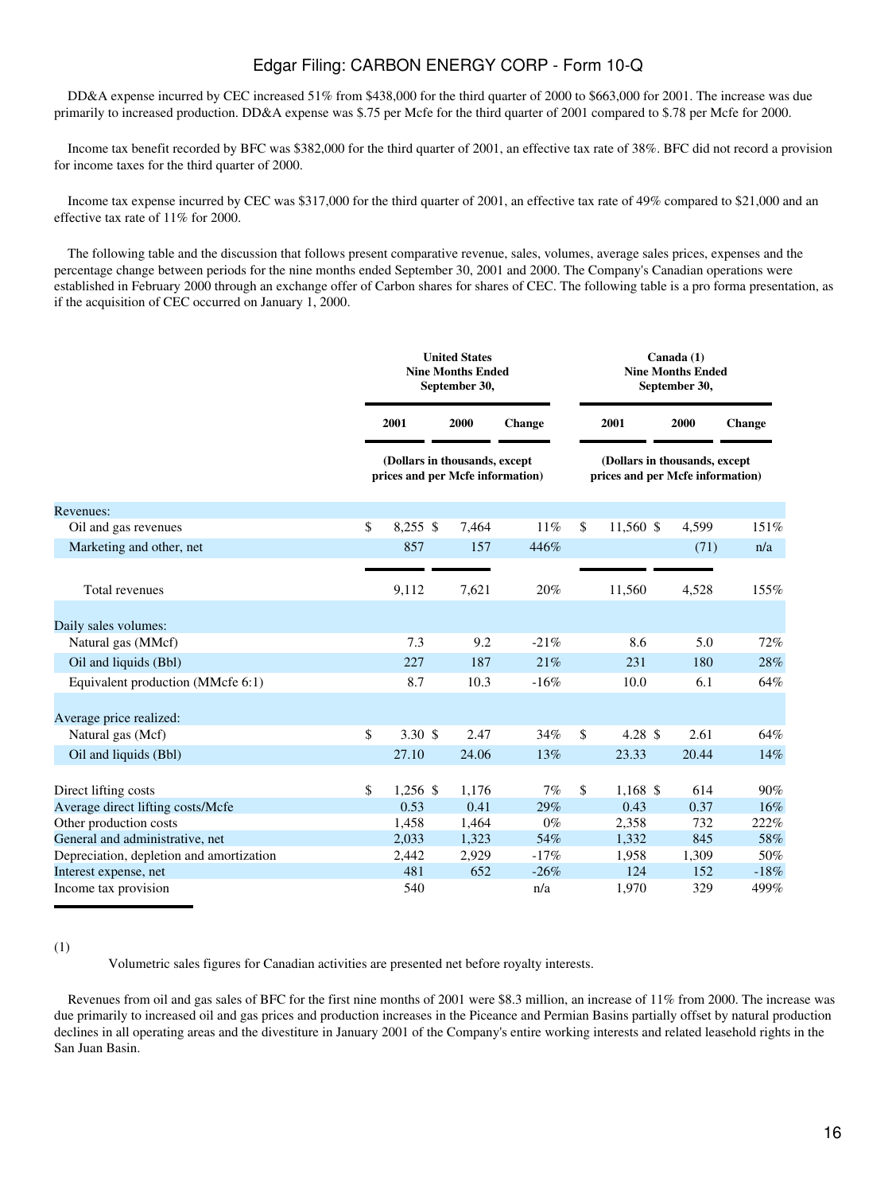DD&A expense incurred by CEC increased 51% from $438,000 for the third quarter of 2000 to $663,000 for 2001. The increase was due primarily to increased production. DD&A expense was $.75 per Mcfe for the third quarter of 2001 compared to $.78 per Mcfe for 2000.

Income tax benefit recorded by BFC was $382,000 for the third quarter of 2001, an effective tax rate of 38%. BFC did not record a provision for income taxes for the third quarter of 2000.

Income tax expense incurred by CEC was $317,000 for the third quarter of 2001, an effective tax rate of 49% compared to $21,000 and an effective tax rate of 11% for 2000.

The following table and the discussion that follows present comparative revenue, sales, volumes, average sales prices, expenses and the percentage change between periods for the nine months ended September 30, 2001 and 2000. The Company's Canadian operations were established in February 2000 through an exchange offer of Carbon shares for shares of CEC. The following table is a pro forma presentation, as if the acquisition of CEC occurred on January 1, 2000.

| | United States Nine Months Ended September 30, | | | Canada (1) Nine Months Ended September 30, | | |
|---|---|---|---|---|---|---|
| | 2001 | 2000 | Change | 2001 | 2000 | Change |
| | (Dollars in thousands, except prices and per Mcfe information) | | | (Dollars in thousands, except prices and per Mcfe information) | | |
| Revenues: | | | | | | |
| Oil and gas revenues | $ 8,255 | $ 7,464 | 11% | $ 11,560 | $ 4,599 | 151% |
| Marketing and other, net | 857 | 157 | 446% | | (71) | n/a |
| Total revenues | 9,112 | 7,621 | 20% | 11,560 | 4,528 | 155% |
| Daily sales volumes: | | | | | | |
| Natural gas (MMcf) | 7.3 | 9.2 | -21% | 8.6 | 5.0 | 72% |
| Oil and liquids (Bbl) | 227 | 187 | 21% | 231 | 180 | 28% |
| Equivalent production (MMcfe 6:1) | 8.7 | 10.3 | -16% | 10.0 | 6.1 | 64% |
| Average price realized: | | | | | | |
| Natural gas (Mcf) | $ 3.30 | $ 2.47 | 34% | $ 4.28 | $ 2.61 | 64% |
| Oil and liquids (Bbl) | 27.10 | 24.06 | 13% | 23.33 | 20.44 | 14% |
| Direct lifting costs | $ 1,256 | $ 1,176 | 7% | $ 1,168 | $ 614 | 90% |
| Average direct lifting costs/Mcfe | 0.53 | 0.41 | 29% | 0.43 | 0.37 | 16% |
| Other production costs | 1,458 | 1,464 | 0% | 2,358 | 732 | 222% |
| General and administrative, net | 2,033 | 1,323 | 54% | 1,332 | 845 | 58% |
| Depreciation, depletion and amortization | 2,442 | 2,929 | -17% | 1,958 | 1,309 | 50% |
| Interest expense, net | 481 | 652 | -26% | 124 | 152 | -18% |
| Income tax provision | 540 | | n/a | 1,970 | 329 | 499% |

(1) Volumetric sales figures for Canadian activities are presented net before royalty interests.

Revenues from oil and gas sales of BFC for the first nine months of 2001 were $8.3 million, an increase of 11% from 2000. The increase was due primarily to increased oil and gas prices and production increases in the Piceance and Permian Basins partially offset by natural production declines in all operating areas and the divestiture in January 2001 of the Company's entire working interests and related leasehold rights in the San Juan Basin.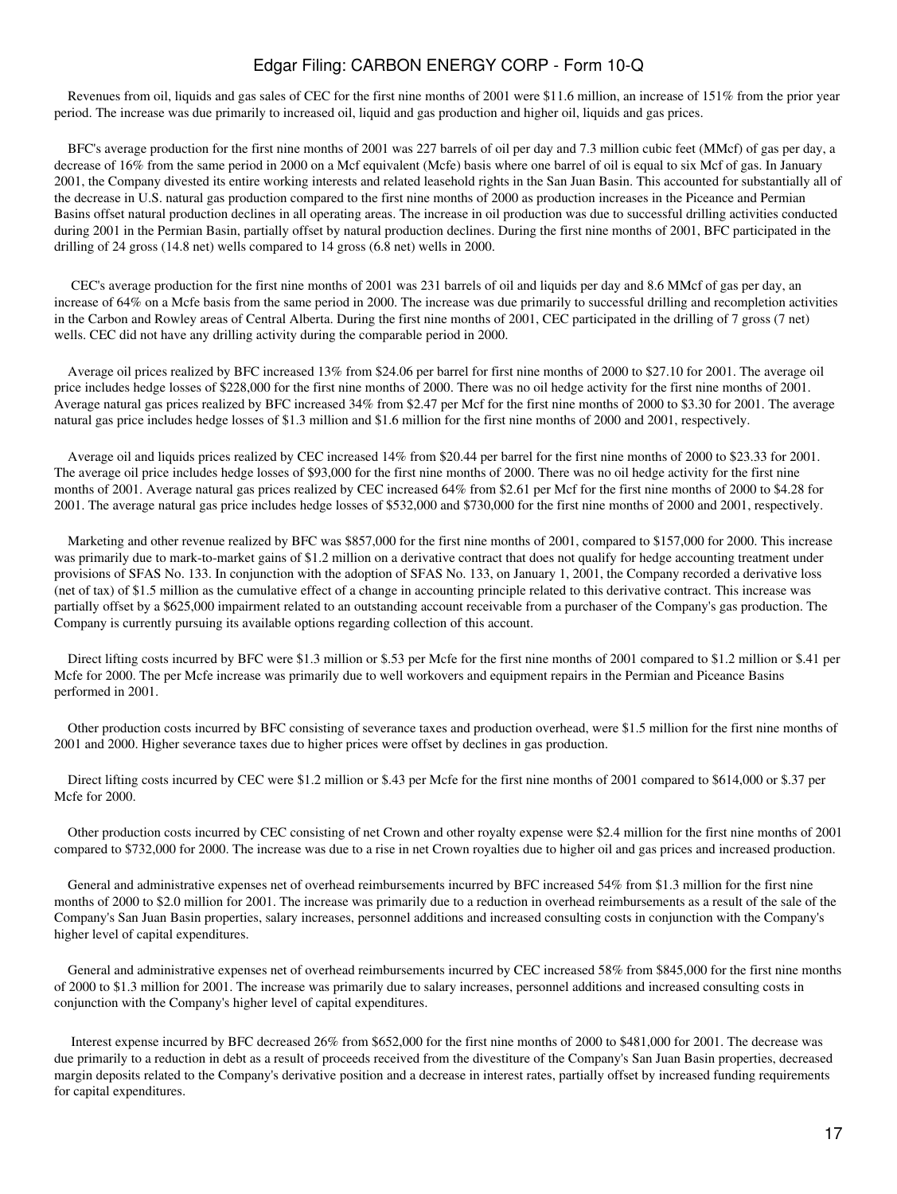Revenues from oil, liquids and gas sales of CEC for the first nine months of 2001 were $11.6 million, an increase of 151% from the prior year period. The increase was due primarily to increased oil, liquid and gas production and higher oil, liquids and gas prices.

BFC's average production for the first nine months of 2001 was 227 barrels of oil per day and 7.3 million cubic feet (MMcf) of gas per day, a decrease of 16% from the same period in 2000 on a Mcf equivalent (Mcfe) basis where one barrel of oil is equal to six Mcf of gas. In January 2001, the Company divested its entire working interests and related leasehold rights in the San Juan Basin. This accounted for substantially all of the decrease in U.S. natural gas production compared to the first nine months of 2000 as production increases in the Piceance and Permian Basins offset natural production declines in all operating areas. The increase in oil production was due to successful drilling activities conducted during 2001 in the Permian Basin, partially offset by natural production declines. During the first nine months of 2001, BFC participated in the drilling of 24 gross (14.8 net) wells compared to 14 gross (6.8 net) wells in 2000.

CEC's average production for the first nine months of 2001 was 231 barrels of oil and liquids per day and 8.6 MMcf of gas per day, an increase of 64% on a Mcfe basis from the same period in 2000. The increase was due primarily to successful drilling and recompletion activities in the Carbon and Rowley areas of Central Alberta. During the first nine months of 2001, CEC participated in the drilling of 7 gross (7 net) wells. CEC did not have any drilling activity during the comparable period in 2000.

Average oil prices realized by BFC increased 13% from $24.06 per barrel for first nine months of 2000 to $27.10 for 2001. The average oil price includes hedge losses of $228,000 for the first nine months of 2000. There was no oil hedge activity for the first nine months of 2001. Average natural gas prices realized by BFC increased 34% from $2.47 per Mcf for the first nine months of 2000 to $3.30 for 2001. The average natural gas price includes hedge losses of $1.3 million and $1.6 million for the first nine months of 2000 and 2001, respectively.

Average oil and liquids prices realized by CEC increased 14% from $20.44 per barrel for the first nine months of 2000 to $23.33 for 2001. The average oil price includes hedge losses of $93,000 for the first nine months of 2000. There was no oil hedge activity for the first nine months of 2001. Average natural gas prices realized by CEC increased 64% from $2.61 per Mcf for the first nine months of 2000 to $4.28 for 2001. The average natural gas price includes hedge losses of $532,000 and $730,000 for the first nine months of 2000 and 2001, respectively.

Marketing and other revenue realized by BFC was $857,000 for the first nine months of 2001, compared to $157,000 for 2000. This increase was primarily due to mark-to-market gains of $1.2 million on a derivative contract that does not qualify for hedge accounting treatment under provisions of SFAS No. 133. In conjunction with the adoption of SFAS No. 133, on January 1, 2001, the Company recorded a derivative loss (net of tax) of $1.5 million as the cumulative effect of a change in accounting principle related to this derivative contract. This increase was partially offset by a $625,000 impairment related to an outstanding account receivable from a purchaser of the Company's gas production. The Company is currently pursuing its available options regarding collection of this account.

Direct lifting costs incurred by BFC were $1.3 million or $.53 per Mcfe for the first nine months of 2001 compared to $1.2 million or $.41 per Mcfe for 2000. The per Mcfe increase was primarily due to well workovers and equipment repairs in the Permian and Piceance Basins performed in 2001.

Other production costs incurred by BFC consisting of severance taxes and production overhead, were $1.5 million for the first nine months of 2001 and 2000. Higher severance taxes due to higher prices were offset by declines in gas production.

Direct lifting costs incurred by CEC were $1.2 million or $.43 per Mcfe for the first nine months of 2001 compared to $614,000 or $.37 per Mcfe for 2000.

Other production costs incurred by CEC consisting of net Crown and other royalty expense were $2.4 million for the first nine months of 2001 compared to $732,000 for 2000. The increase was due to a rise in net Crown royalties due to higher oil and gas prices and increased production.

General and administrative expenses net of overhead reimbursements incurred by BFC increased 54% from $1.3 million for the first nine months of 2000 to $2.0 million for 2001. The increase was primarily due to a reduction in overhead reimbursements as a result of the sale of the Company's San Juan Basin properties, salary increases, personnel additions and increased consulting costs in conjunction with the Company's higher level of capital expenditures.

General and administrative expenses net of overhead reimbursements incurred by CEC increased 58% from $845,000 for the first nine months of 2000 to $1.3 million for 2001. The increase was primarily due to salary increases, personnel additions and increased consulting costs in conjunction with the Company's higher level of capital expenditures.

Interest expense incurred by BFC decreased 26% from $652,000 for the first nine months of 2000 to $481,000 for 2001. The decrease was due primarily to a reduction in debt as a result of proceeds received from the divestiture of the Company's San Juan Basin properties, decreased margin deposits related to the Company's derivative position and a decrease in interest rates, partially offset by increased funding requirements for capital expenditures.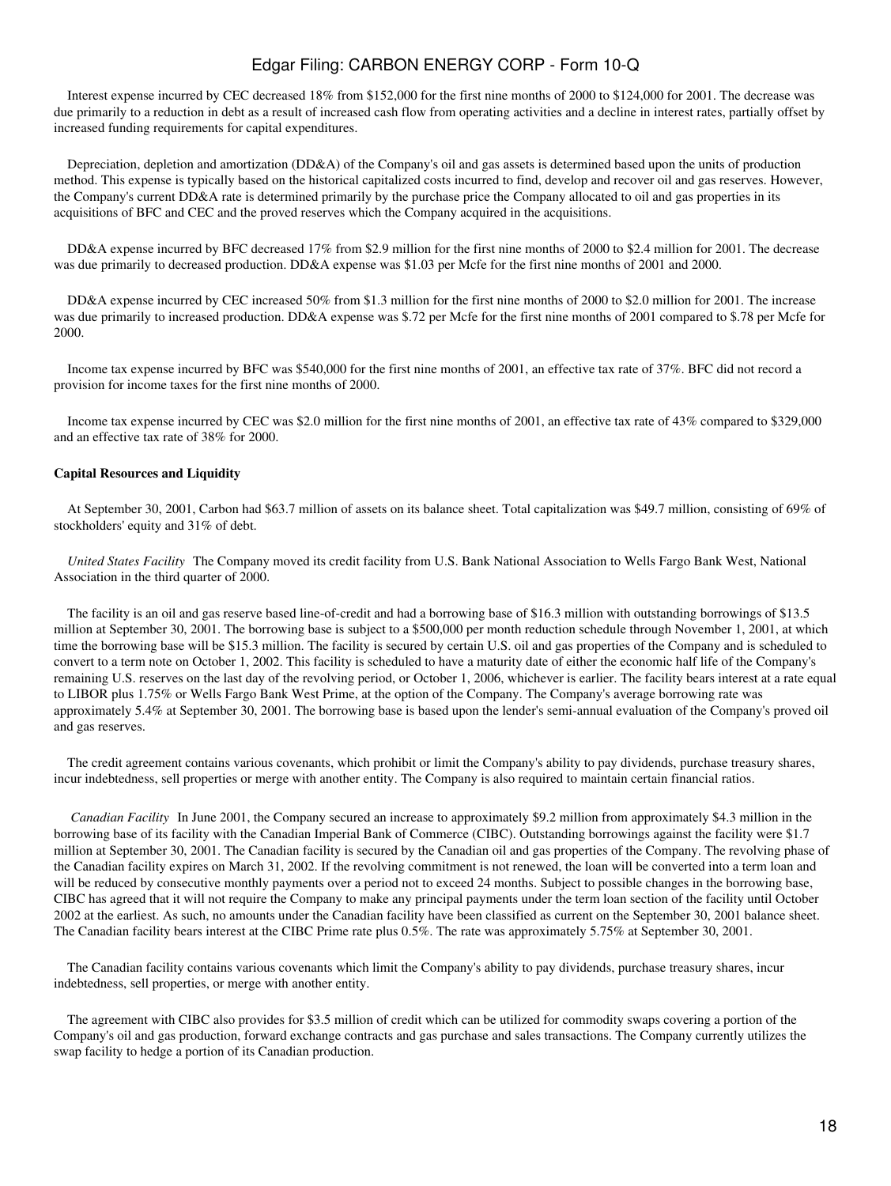Interest expense incurred by CEC decreased 18% from $152,000 for the first nine months of 2000 to $124,000 for 2001. The decrease was due primarily to a reduction in debt as a result of increased cash flow from operating activities and a decline in interest rates, partially offset by increased funding requirements for capital expenditures.

Depreciation, depletion and amortization (DD&A) of the Company's oil and gas assets is determined based upon the units of production method. This expense is typically based on the historical capitalized costs incurred to find, develop and recover oil and gas reserves. However, the Company's current DD&A rate is determined primarily by the purchase price the Company allocated to oil and gas properties in its acquisitions of BFC and CEC and the proved reserves which the Company acquired in the acquisitions.

DD&A expense incurred by BFC decreased 17% from $2.9 million for the first nine months of 2000 to $2.4 million for 2001. The decrease was due primarily to decreased production. DD&A expense was $1.03 per Mcfe for the first nine months of 2001 and 2000.

DD&A expense incurred by CEC increased 50% from $1.3 million for the first nine months of 2000 to $2.0 million for 2001. The increase was due primarily to increased production. DD&A expense was $.72 per Mcfe for the first nine months of 2001 compared to $.78 per Mcfe for 2000.

Income tax expense incurred by BFC was $540,000 for the first nine months of 2001, an effective tax rate of 37%. BFC did not record a provision for income taxes for the first nine months of 2000.

Income tax expense incurred by CEC was $2.0 million for the first nine months of 2001, an effective tax rate of 43% compared to $329,000 and an effective tax rate of 38% for 2000.

**Capital Resources and Liquidity**

At September 30, 2001, Carbon had $63.7 million of assets on its balance sheet. Total capitalization was $49.7 million, consisting of 69% of stockholders' equity and 31% of debt.

*United States Facility* The Company moved its credit facility from U.S. Bank National Association to Wells Fargo Bank West, National Association in the third quarter of 2000.

The facility is an oil and gas reserve based line-of-credit and had a borrowing base of $16.3 million with outstanding borrowings of $13.5 million at September 30, 2001. The borrowing base is subject to a $500,000 per month reduction schedule through November 1, 2001, at which time the borrowing base will be $15.3 million. The facility is secured by certain U.S. oil and gas properties of the Company and is scheduled to convert to a term note on October 1, 2002. This facility is scheduled to have a maturity date of either the economic half life of the Company's remaining U.S. reserves on the last day of the revolving period, or October 1, 2006, whichever is earlier. The facility bears interest at a rate equal to LIBOR plus 1.75% or Wells Fargo Bank West Prime, at the option of the Company. The Company's average borrowing rate was approximately 5.4% at September 30, 2001. The borrowing base is based upon the lender's semi-annual evaluation of the Company's proved oil and gas reserves.

The credit agreement contains various covenants, which prohibit or limit the Company's ability to pay dividends, purchase treasury shares, incur indebtedness, sell properties or merge with another entity. The Company is also required to maintain certain financial ratios.

*Canadian Facility* In June 2001, the Company secured an increase to approximately $9.2 million from approximately $4.3 million in the borrowing base of its facility with the Canadian Imperial Bank of Commerce (CIBC). Outstanding borrowings against the facility were $1.7 million at September 30, 2001. The Canadian facility is secured by the Canadian oil and gas properties of the Company. The revolving phase of the Canadian facility expires on March 31, 2002. If the revolving commitment is not renewed, the loan will be converted into a term loan and will be reduced by consecutive monthly payments over a period not to exceed 24 months. Subject to possible changes in the borrowing base, CIBC has agreed that it will not require the Company to make any principal payments under the term loan section of the facility until October 2002 at the earliest. As such, no amounts under the Canadian facility have been classified as current on the September 30, 2001 balance sheet. The Canadian facility bears interest at the CIBC Prime rate plus 0.5%. The rate was approximately 5.75% at September 30, 2001.

The Canadian facility contains various covenants which limit the Company's ability to pay dividends, purchase treasury shares, incur indebtedness, sell properties, or merge with another entity.

The agreement with CIBC also provides for $3.5 million of credit which can be utilized for commodity swaps covering a portion of the Company's oil and gas production, forward exchange contracts and gas purchase and sales transactions. The Company currently utilizes the swap facility to hedge a portion of its Canadian production.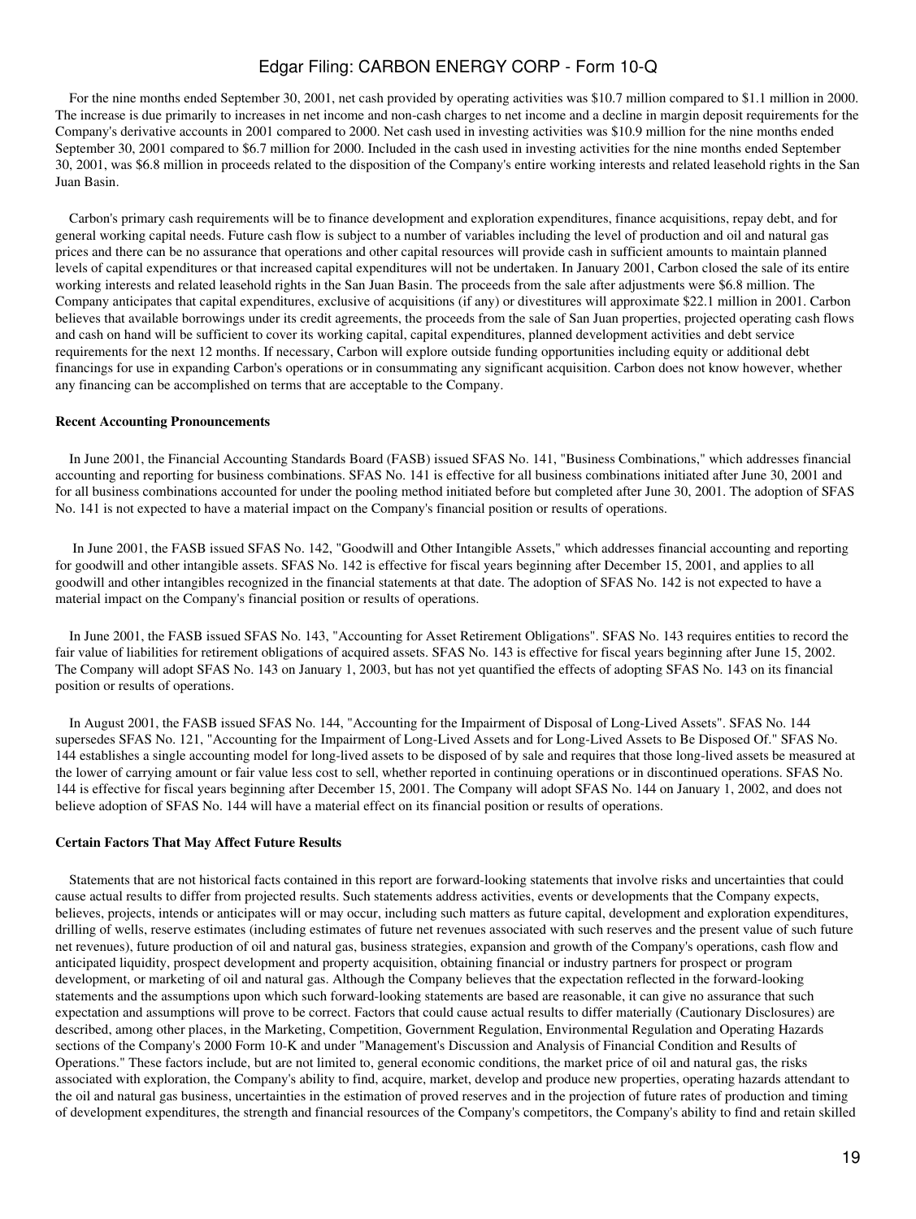For the nine months ended September 30, 2001, net cash provided by operating activities was $10.7 million compared to $1.1 million in 2000. The increase is due primarily to increases in net income and non-cash charges to net income and a decline in margin deposit requirements for the Company's derivative accounts in 2001 compared to 2000. Net cash used in investing activities was $10.9 million for the nine months ended September 30, 2001 compared to $6.7 million for 2000. Included in the cash used in investing activities for the nine months ended September 30, 2001, was $6.8 million in proceeds related to the disposition of the Company's entire working interests and related leasehold rights in the San Juan Basin.

Carbon's primary cash requirements will be to finance development and exploration expenditures, finance acquisitions, repay debt, and for general working capital needs. Future cash flow is subject to a number of variables including the level of production and oil and natural gas prices and there can be no assurance that operations and other capital resources will provide cash in sufficient amounts to maintain planned levels of capital expenditures or that increased capital expenditures will not be undertaken. In January 2001, Carbon closed the sale of its entire working interests and related leasehold rights in the San Juan Basin. The proceeds from the sale after adjustments were $6.8 million. The Company anticipates that capital expenditures, exclusive of acquisitions (if any) or divestitures will approximate $22.1 million in 2001. Carbon believes that available borrowings under its credit agreements, the proceeds from the sale of San Juan properties, projected operating cash flows and cash on hand will be sufficient to cover its working capital, capital expenditures, planned development activities and debt service requirements for the next 12 months. If necessary, Carbon will explore outside funding opportunities including equity or additional debt financings for use in expanding Carbon's operations or in consummating any significant acquisition. Carbon does not know however, whether any financing can be accomplished on terms that are acceptable to the Company.

**Recent Accounting Pronouncements**

In June 2001, the Financial Accounting Standards Board (FASB) issued SFAS No. 141, "Business Combinations," which addresses financial accounting and reporting for business combinations. SFAS No. 141 is effective for all business combinations initiated after June 30, 2001 and for all business combinations accounted for under the pooling method initiated before but completed after June 30, 2001. The adoption of SFAS No. 141 is not expected to have a material impact on the Company's financial position or results of operations.

In June 2001, the FASB issued SFAS No. 142, "Goodwill and Other Intangible Assets," which addresses financial accounting and reporting for goodwill and other intangible assets. SFAS No. 142 is effective for fiscal years beginning after December 15, 2001, and applies to all goodwill and other intangibles recognized in the financial statements at that date. The adoption of SFAS No. 142 is not expected to have a material impact on the Company's financial position or results of operations.

In June 2001, the FASB issued SFAS No. 143, "Accounting for Asset Retirement Obligations". SFAS No. 143 requires entities to record the fair value of liabilities for retirement obligations of acquired assets. SFAS No. 143 is effective for fiscal years beginning after June 15, 2002. The Company will adopt SFAS No. 143 on January 1, 2003, but has not yet quantified the effects of adopting SFAS No. 143 on its financial position or results of operations.

In August 2001, the FASB issued SFAS No. 144, "Accounting for the Impairment of Disposal of Long-Lived Assets". SFAS No. 144 supersedes SFAS No. 121, "Accounting for the Impairment of Long-Lived Assets and for Long-Lived Assets to Be Disposed Of." SFAS No. 144 establishes a single accounting model for long-lived assets to be disposed of by sale and requires that those long-lived assets be measured at the lower of carrying amount or fair value less cost to sell, whether reported in continuing operations or in discontinued operations. SFAS No. 144 is effective for fiscal years beginning after December 15, 2001. The Company will adopt SFAS No. 144 on January 1, 2002, and does not believe adoption of SFAS No. 144 will have a material effect on its financial position or results of operations.

**Certain Factors That May Affect Future Results**

Statements that are not historical facts contained in this report are forward-looking statements that involve risks and uncertainties that could cause actual results to differ from projected results. Such statements address activities, events or developments that the Company expects, believes, projects, intends or anticipates will or may occur, including such matters as future capital, development and exploration expenditures, drilling of wells, reserve estimates (including estimates of future net revenues associated with such reserves and the present value of such future net revenues), future production of oil and natural gas, business strategies, expansion and growth of the Company's operations, cash flow and anticipated liquidity, prospect development and property acquisition, obtaining financial or industry partners for prospect or program development, or marketing of oil and natural gas. Although the Company believes that the expectation reflected in the forward-looking statements and the assumptions upon which such forward-looking statements are based are reasonable, it can give no assurance that such expectation and assumptions will prove to be correct. Factors that could cause actual results to differ materially (Cautionary Disclosures) are described, among other places, in the Marketing, Competition, Government Regulation, Environmental Regulation and Operating Hazards sections of the Company's 2000 Form 10-K and under "Management's Discussion and Analysis of Financial Condition and Results of Operations." These factors include, but are not limited to, general economic conditions, the market price of oil and natural gas, the risks associated with exploration, the Company's ability to find, acquire, market, develop and produce new properties, operating hazards attendant to the oil and natural gas business, uncertainties in the estimation of proved reserves and in the projection of future rates of production and timing of development expenditures, the strength and financial resources of the Company's competitors, the Company's ability to find and retain skilled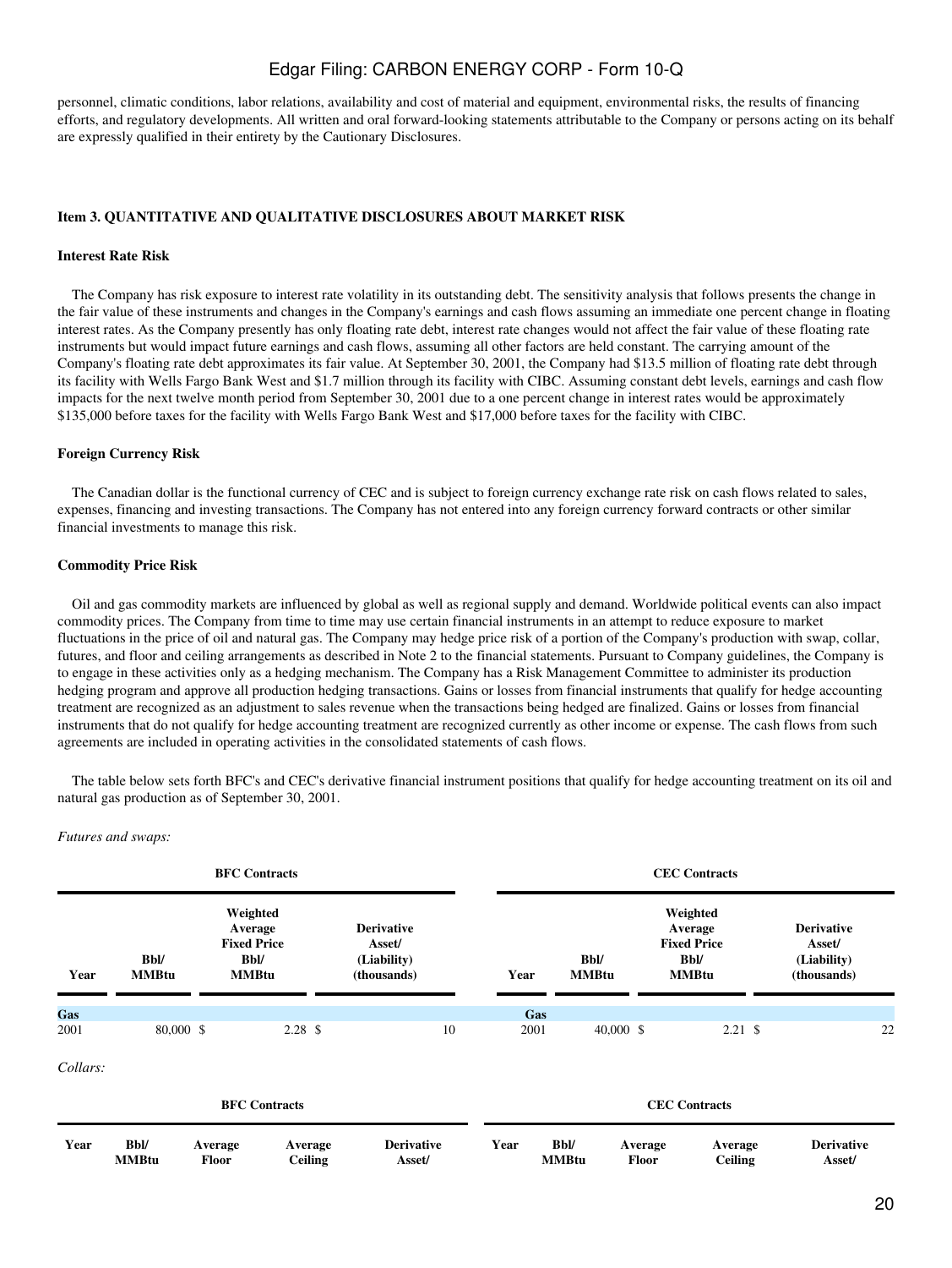personnel, climatic conditions, labor relations, availability and cost of material and equipment, environmental risks, the results of financing efforts, and regulatory developments. All written and oral forward-looking statements attributable to the Company or persons acting on its behalf are expressly qualified in their entirety by the Cautionary Disclosures.

### Item 3. QUANTITATIVE AND QUALITATIVE DISCLOSURES ABOUT MARKET RISK

#### Interest Rate Risk

The Company has risk exposure to interest rate volatility in its outstanding debt. The sensitivity analysis that follows presents the change in the fair value of these instruments and changes in the Company's earnings and cash flows assuming an immediate one percent change in floating interest rates. As the Company presently has only floating rate debt, interest rate changes would not affect the fair value of these floating rate instruments but would impact future earnings and cash flows, assuming all other factors are held constant. The carrying amount of the Company's floating rate debt approximates its fair value. At September 30, 2001, the Company had $13.5 million of floating rate debt through its facility with Wells Fargo Bank West and $1.7 million through its facility with CIBC. Assuming constant debt levels, earnings and cash flow impacts for the next twelve month period from September 30, 2001 due to a one percent change in interest rates would be approximately $135,000 before taxes for the facility with Wells Fargo Bank West and $17,000 before taxes for the facility with CIBC.

#### Foreign Currency Risk

The Canadian dollar is the functional currency of CEC and is subject to foreign currency exchange rate risk on cash flows related to sales, expenses, financing and investing transactions. The Company has not entered into any foreign currency forward contracts or other similar financial investments to manage this risk.

#### Commodity Price Risk

Oil and gas commodity markets are influenced by global as well as regional supply and demand. Worldwide political events can also impact commodity prices. The Company from time to time may use certain financial instruments in an attempt to reduce exposure to market fluctuations in the price of oil and natural gas. The Company may hedge price risk of a portion of the Company's production with swap, collar, futures, and floor and ceiling arrangements as described in Note 2 to the financial statements. Pursuant to Company guidelines, the Company is to engage in these activities only as a hedging mechanism. The Company has a Risk Management Committee to administer its production hedging program and approve all production hedging transactions. Gains or losses from financial instruments that qualify for hedge accounting treatment are recognized as an adjustment to sales revenue when the transactions being hedged are finalized. Gains or losses from financial instruments that do not qualify for hedge accounting treatment are recognized currently as other income or expense. The cash flows from such agreements are included in operating activities in the consolidated statements of cash flows.

The table below sets forth BFC's and CEC's derivative financial instrument positions that qualify for hedge accounting treatment on its oil and natural gas production as of September 30, 2001.

*Futures and swaps:*

| BFC Contracts | | | | CEC Contracts | | | |
|---|---|---|---|---|---|---|---|
| Year | Bbl/ MMBtu | Weighted Average Fixed Price Bbl/ MMBtu | Derivative Asset/ (Liability) (thousands) | Year | Bbl/ MMBtu | Weighted Average Fixed Price Bbl/ MMBtu | Derivative Asset/ (Liability) (thousands) |
| **Gas** | | | | **Gas** | | | |
| 2001 | 80,000 | $ 2.28 | $ 10 | 2001 | 40,000 | $ 2.21 | $ 22 |

*Collars:*

| BFC Contracts | | | | | CEC Contracts | | | | |
|---|---|---|---|---|---|---|---|---|---|
| Year | Bbl/ MMBtu | Average Floor | Average Ceiling | Derivative Asset/ | Year | Bbl/ MMBtu | Average Floor | Average Ceiling | Derivative Asset/ |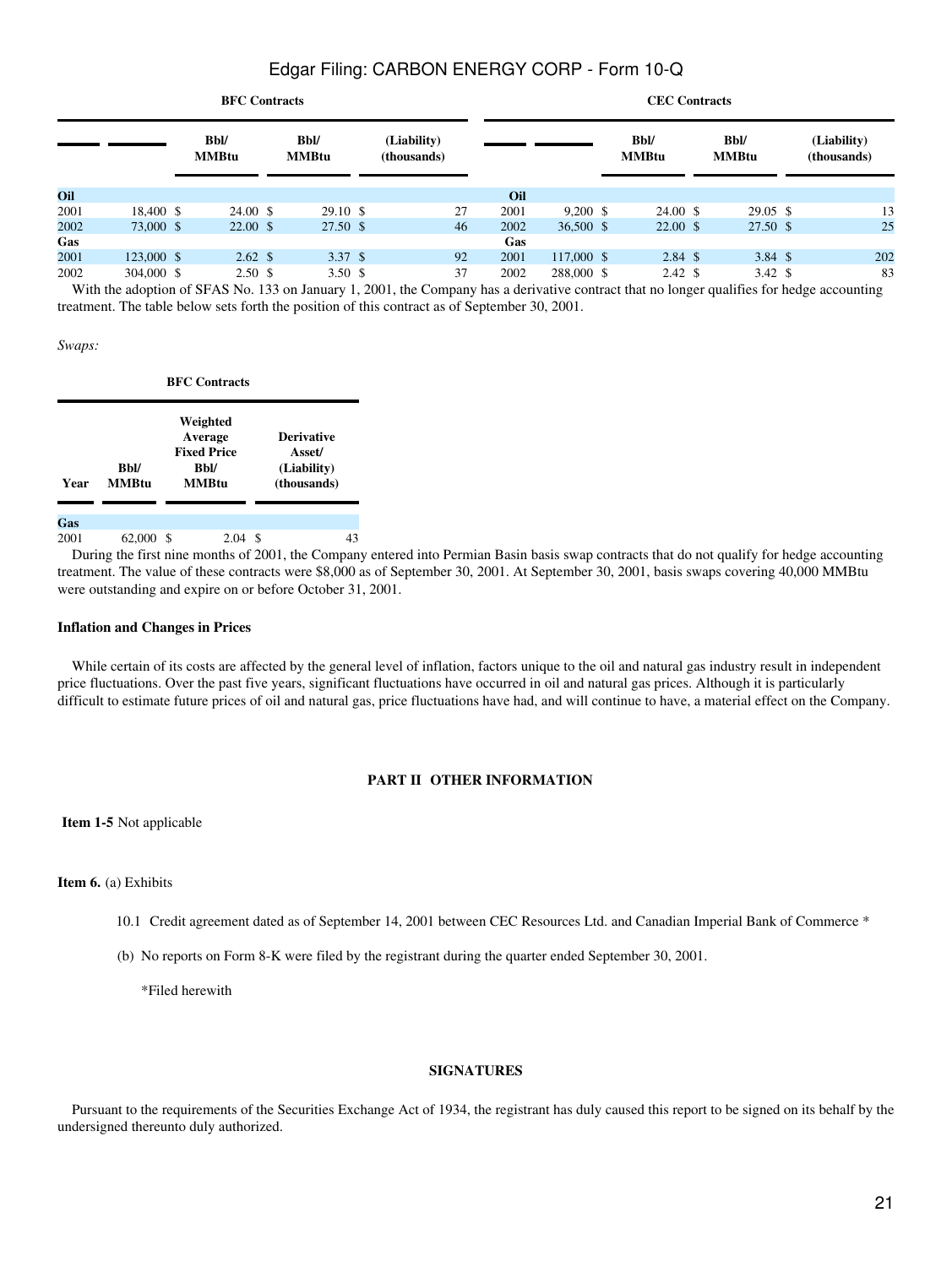| BFC Contracts | | | | | CEC Contracts | | | | |
|---|---|---|---|---|---|---|---|---|---|
| | | Bbl/ MMBtu | Bbl/ MMBtu | (Liability) (thousands) | | | Bbl/ MMBtu | Bbl/ MMBtu | (Liability) (thousands) |
| **Oil** | | | | | **Oil** | | | | |
| 2001 | 18,400 | $ 24.00 | $ 29.10 | $ 27 | 2001 | 9,200 | $ 24.00 | $ 29.05 | $ 13 |
| 2002 | 73,000 | $ 22.00 | $ 27.50 | $ 46 | 2002 | 36,500 | $ 22.00 | $ 27.50 | $ 25 |
| **Gas** | | | | | **Gas** | | | | |
| 2001 | 123,000 | $ 2.62 | $ 3.37 | $ 92 | 2001 | 117,000 | $ 2.84 | $ 3.84 | $ 202 |
| 2002 | 304,000 | $ 2.50 | $ 3.50 | $ 37 | 2002 | 288,000 | $ 2.42 | $ 3.42 | $ 83 |

With the adoption of SFAS No. 133 on January 1, 2001, the Company has a derivative contract that no longer qualifies for hedge accounting treatment. The table below sets forth the position of this contract as of September 30, 2001.

*Swaps:*

| BFC Contracts | | | |
|---|---|---|---|
| Year | Bbl/ MMBtu | Weighted Average Fixed Price Bbl/ MMBtu | Derivative Asset/ (Liability) (thousands) |
| **Gas** | | | |
| 2001 | 62,000 | $ 2.04 | $ 43 |

During the first nine months of 2001, the Company entered into Permian Basin basis swap contracts that do not qualify for hedge accounting treatment. The value of these contracts were $8,000 as of September 30, 2001. At September 30, 2001, basis swaps covering 40,000 MMBtu were outstanding and expire on or before October 31, 2001.

### Inflation and Changes in Prices

While certain of its costs are affected by the general level of inflation, factors unique to the oil and natural gas industry result in independent price fluctuations. Over the past five years, significant fluctuations have occurred in oil and natural gas prices. Although it is particularly difficult to estimate future prices of oil and natural gas, price fluctuations have had, and will continue to have, a material effect on the Company.

## PART II OTHER INFORMATION

**Item 1-5** Not applicable

**Item 6.** (a) Exhibits

10.1 Credit agreement dated as of September 14, 2001 between CEC Resources Ltd. and Canadian Imperial Bank of Commerce *

(b) No reports on Form 8-K were filed by the registrant during the quarter ended September 30, 2001.

*Filed herewith

## SIGNATURES

Pursuant to the requirements of the Securities Exchange Act of 1934, the registrant has duly caused this report to be signed on its behalf by the undersigned thereunto duly authorized.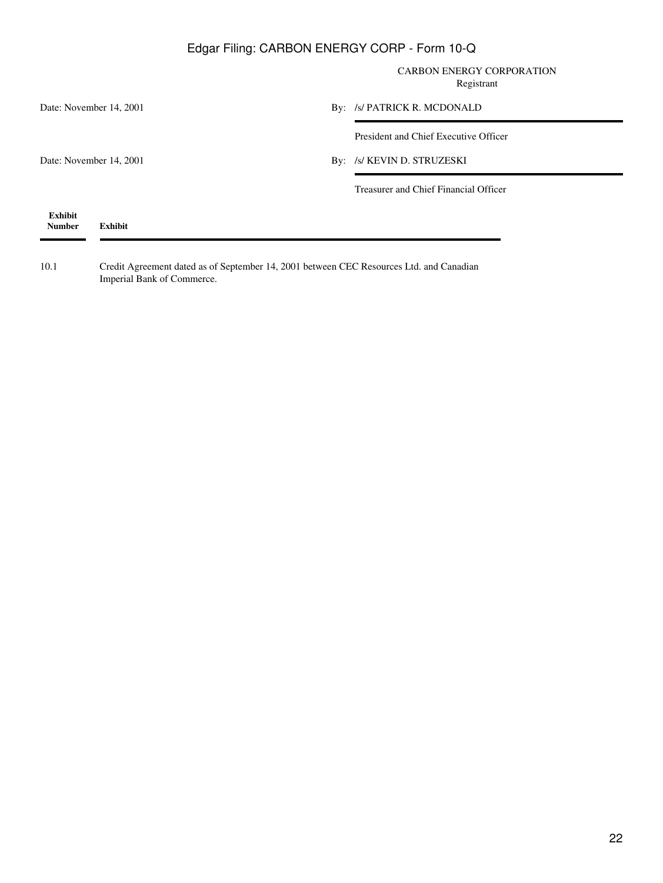CARBON ENERGY CORPORATION
Registrant

| | |
|---|---|
| Date: November 14, 2001 | By: /s/ PATRICK R. MCDONALD |
| | President and Chief Executive Officer |
| Date: November 14, 2001 | By: /s/ KEVIN D. STRUZESKI |
| | Treasurer and Chief Financial Officer |

| Exhibit Number | Exhibit |
|---|---|
| 10.1 | Credit Agreement dated as of September 14, 2001 between CEC Resources Ltd. and Canadian Imperial Bank of Commerce. |